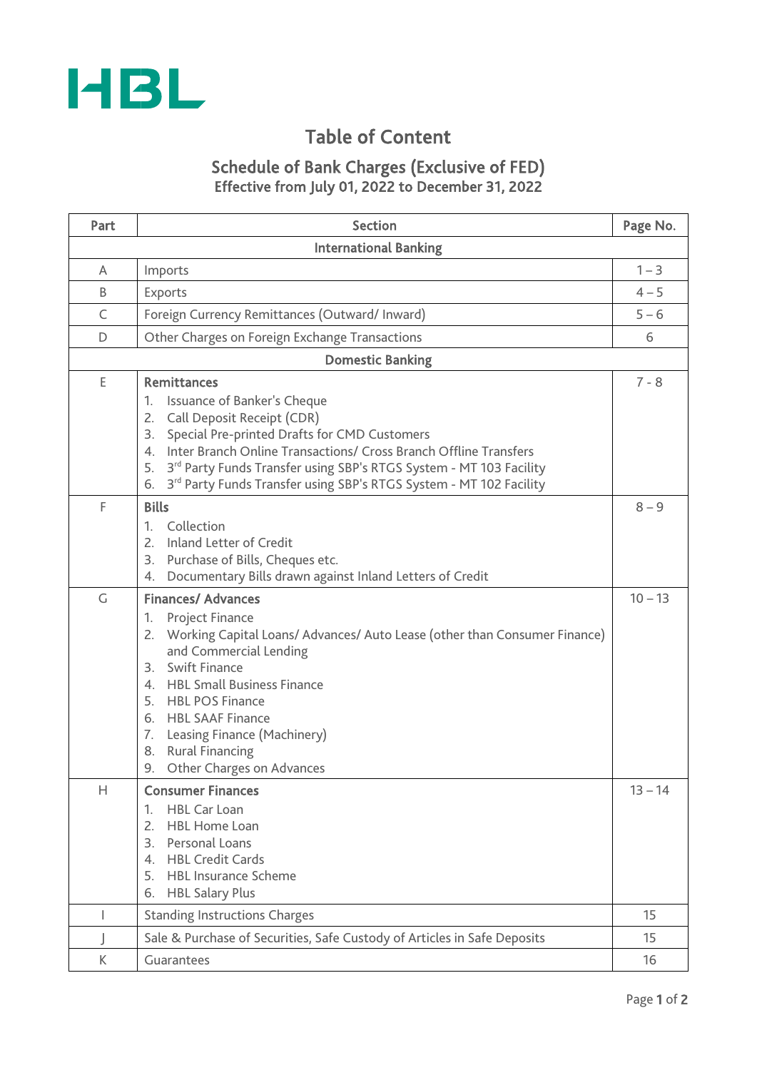HBL

# Table of Content

## Schedule of Bank Charges (Exclusive of FED)

### Effective from July 01, 2022 to December 31, 2022

| Part | Section | Page No. |
|---|---|---|
| | **International Banking** | |
| A | Imports | 1 – 3 |
| B | Exports | 4 – 5 |
| C | Foreign Currency Remittances (Outward/ Inward) | 5 – 6 |
| D | Other Charges on Foreign Exchange Transactions | 6 |
| | **Domestic Banking** | |
| E | **Remittances**<br>1. Issuance of Banker's Cheque<br>2. Call Deposit Receipt (CDR)<br>3. Special Pre-printed Drafts for CMD Customers<br>4. Inter Branch Online Transactions/ Cross Branch Offline Transfers<br>5. 3rd Party Funds Transfer using SBP's RTGS System - MT 103 Facility<br>6. 3rd Party Funds Transfer using SBP's RTGS System - MT 102 Facility | 7 - 8 |
| F | **Bills**<br>1. Collection<br>2. Inland Letter of Credit<br>3. Purchase of Bills, Cheques etc.<br>4. Documentary Bills drawn against Inland Letters of Credit | 8 – 9 |
| G | **Finances/ Advances**<br>1. Project Finance<br>2. Working Capital Loans/ Advances/ Auto Lease (other than Consumer Finance) and Commercial Lending<br>3. Swift Finance<br>4. HBL Small Business Finance<br>5. HBL POS Finance<br>6. HBL SAAF Finance<br>7. Leasing Finance (Machinery)<br>8. Rural Financing<br>9. Other Charges on Advances | 10 – 13 |
| H | **Consumer Finances**<br>1. HBL Car Loan<br>2. HBL Home Loan<br>3. Personal Loans<br>4. HBL Credit Cards<br>5. HBL Insurance Scheme<br>6. HBL Salary Plus | 13 – 14 |
| I | Standing Instructions Charges | 15 |
| J | Sale & Purchase of Securities, Safe Custody of Articles in Safe Deposits | 15 |
| K | Guarantees | 16 |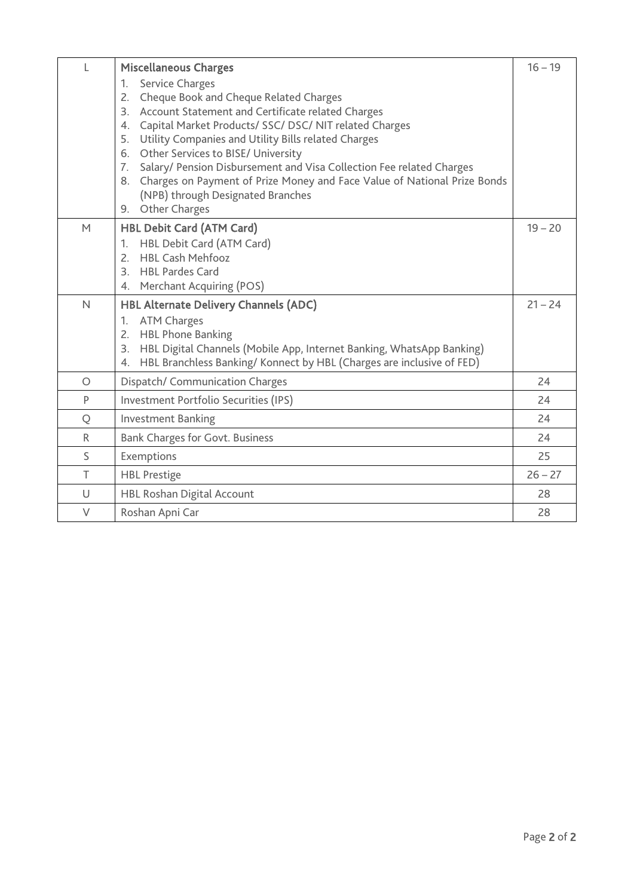| | | |
|---|---|---|
| L | **Miscellaneous Charges**<br>1. Service Charges<br>2. Cheque Book and Cheque Related Charges<br>3. Account Statement and Certificate related Charges<br>4. Capital Market Products/ SSC/ DSC/ NIT related Charges<br>5. Utility Companies and Utility Bills related Charges<br>6. Other Services to BISE/ University<br>7. Salary/ Pension Disbursement and Visa Collection Fee related Charges<br>8. Charges on Payment of Prize Money and Face Value of National Prize Bonds (NPB) through Designated Branches<br>9. Other Charges | 16 – 19 |
| M | **HBL Debit Card (ATM Card)**<br>1. HBL Debit Card (ATM Card)<br>2. HBL Cash Mehfooz<br>3. HBL Pardes Card<br>4. Merchant Acquiring (POS) | 19 – 20 |
| N | **HBL Alternate Delivery Channels (ADC)**<br>1. ATM Charges<br>2. HBL Phone Banking<br>3. HBL Digital Channels (Mobile App, Internet Banking, WhatsApp Banking)<br>4. HBL Branchless Banking/ Konnect by HBL (Charges are inclusive of FED) | 21 – 24 |
| O | Dispatch/ Communication Charges | 24 |
| P | Investment Portfolio Securities (IPS) | 24 |
| Q | Investment Banking | 24 |
| R | Bank Charges for Govt. Business | 24 |
| S | Exemptions | 25 |
| T | HBL Prestige | 26 – 27 |
| U | HBL Roshan Digital Account | 28 |
| V | Roshan Apni Car | 28 |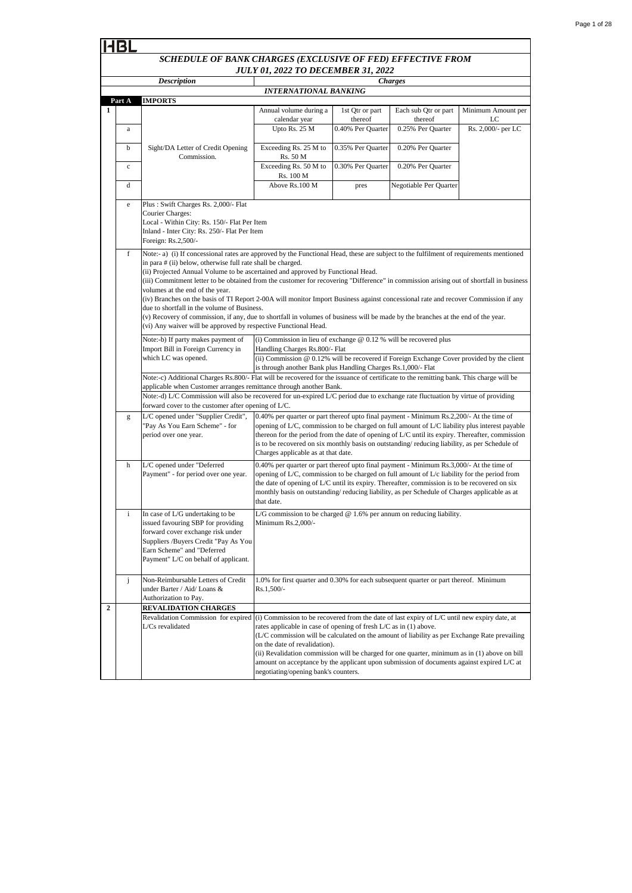HBL

## SCHEDULE OF BANK CHARGES (EXCLUSIVE OF FED) EFFECTIVE FROM JULY 01, 2022 TO DECEMBER 31, 2022

| | | Description | Charges | | | |
|---|---|---|---|---|---|---|
| | | | **INTERNATIONAL BANKING** | | | |
| | **Part A** | **IMPORTS** | | | | |
| **1** | | | Annual volume during a calendar year | 1st Qtr or part thereof | Each sub Qtr or part thereof | Minimum Amount per LC |
| | a | Sight/DA Letter of Credit Opening Commission. | Upto Rs. 25 M | 0.40% Per Quarter | 0.25% Per Quarter | Rs. 2,000/- per LC |
| | b | | Exceeding Rs. 25 M to Rs. 50 M | 0.35% Per Quarter | 0.20% Per Quarter | |
| | c | | Exceeding Rs. 50 M to Rs. 100 M | 0.30% Per Quarter | 0.20% Per Quarter | |
| | d | | Above Rs.100 M | pres | Negotiable Per Quarter | |
| | e | Plus : Swift Charges Rs. 2,000/- Flat<br>Courier Charges:<br>Local - Within City: Rs. 150/- Flat Per Item<br>Inland - Inter City: Rs. 250/- Flat Per Item<br>Foreign: Rs.2,500/- | | | | |
| | f | Note:- a) (i) If concessional rates are approved by the Functional Head, these are subject to the fulfilment of requirements mentioned in para # (ii) below, otherwise full rate shall be charged.<br>(ii) Projected Annual Volume to be ascertained and approved by Functional Head.<br>(iii) Commitment letter to be obtained from the customer for recovering "Difference" in commission arising out of shortfall in business volumes at the end of the year.<br>(iv) Branches on the basis of TI Report 2-00A will monitor Import Business against concessional rate and recover Commission if any due to shortfall in the volume of Business.<br>(v) Recovery of commission, if any, due to shortfall in volumes of business will be made by the branches at the end of the year.<br>(vi) Any waiver will be approved by respective Functional Head. | | | | |
| | | Note:-b) If party makes payment of Import Bill in Foreign Currency in which LC was opened. | (i) Commission in lieu of exchange @ 0.12 % will be recovered plus Handling Charges Rs.800/- Flat<br>(ii) Commission @ 0.12% will be recovered if Foreign Exchange Cover provided by the client is through another Bank plus Handling Charges Rs.1,000/- Flat | | | |
| | | Note:-c) Additional Charges Rs.800/- Flat will be recovered for the issuance of certificate to the remitting bank. This charge will be applicable when Customer arranges remittance through another Bank. | | | | |
| | | Note:-d) L/C Commission will also be recovered for un-expired L/C period due to exchange rate fluctuation by virtue of providing forward cover to the customer after opening of L/C. | | | | |
| | g | L/C opened under "Supplier Credit", "Pay As You Earn Scheme" - for period over one year. | 0.40% per quarter or part thereof upto final payment - Minimum Rs.2,200/- At the time of opening of L/C, commission to be charged on full amount of L/C liability plus interest payable thereon for the period from the date of opening of L/C until its expiry. Thereafter, commission is to be recovered on six monthly basis on outstanding/ reducing liability, as per Schedule of Charges applicable as at that date. | | | |
| | h | L/C opened under "Deferred Payment" - for period over one year. | 0.40% per quarter or part thereof upto final payment - Minimum Rs.3,000/- At the time of opening of L/C, commission to be charged on full amount of L/c liability for the period from the date of opening of L/C until its expiry. Thereafter, commission is to be recovered on six monthly basis on outstanding/ reducing liability, as per Schedule of Charges applicable as at that date. | | | |
| | i | In case of L/G undertaking to be issued favouring SBP for providing forward cover exchange risk under Suppliers /Buyers Credit "Pay As You Earn Scheme" and "Deferred Payment" L/C on behalf of applicant. | L/G commission to be charged @ 1.6% per annum on reducing liability. Minimum Rs.2,000/- | | | |
| | j | Non-Reimbursable Letters of Credit under Barter / Aid/ Loans & Authorization to Pay. | 1.0% for first quarter and 0.30% for each subsequent quarter or part thereof. Minimum Rs.1,500/- | | | |
| **2** | | **REVALIDATION CHARGES** | | | | |
| | | Revalidation Commission for expired L/Cs revalidated | (i) Commission to be recovered from the date of last expiry of L/C until new expiry date, at rates applicable in case of opening of fresh L/C as in (1) above.<br>(L/C commission will be calculated on the amount of liability as per Exchange Rate prevailing on the date of revalidation).<br>(ii) Revalidation commission will be charged for one quarter, minimum as in (1) above on bill amount on acceptance by the applicant upon submission of documents against expired L/C at negotiating/opening bank's counters. | | | |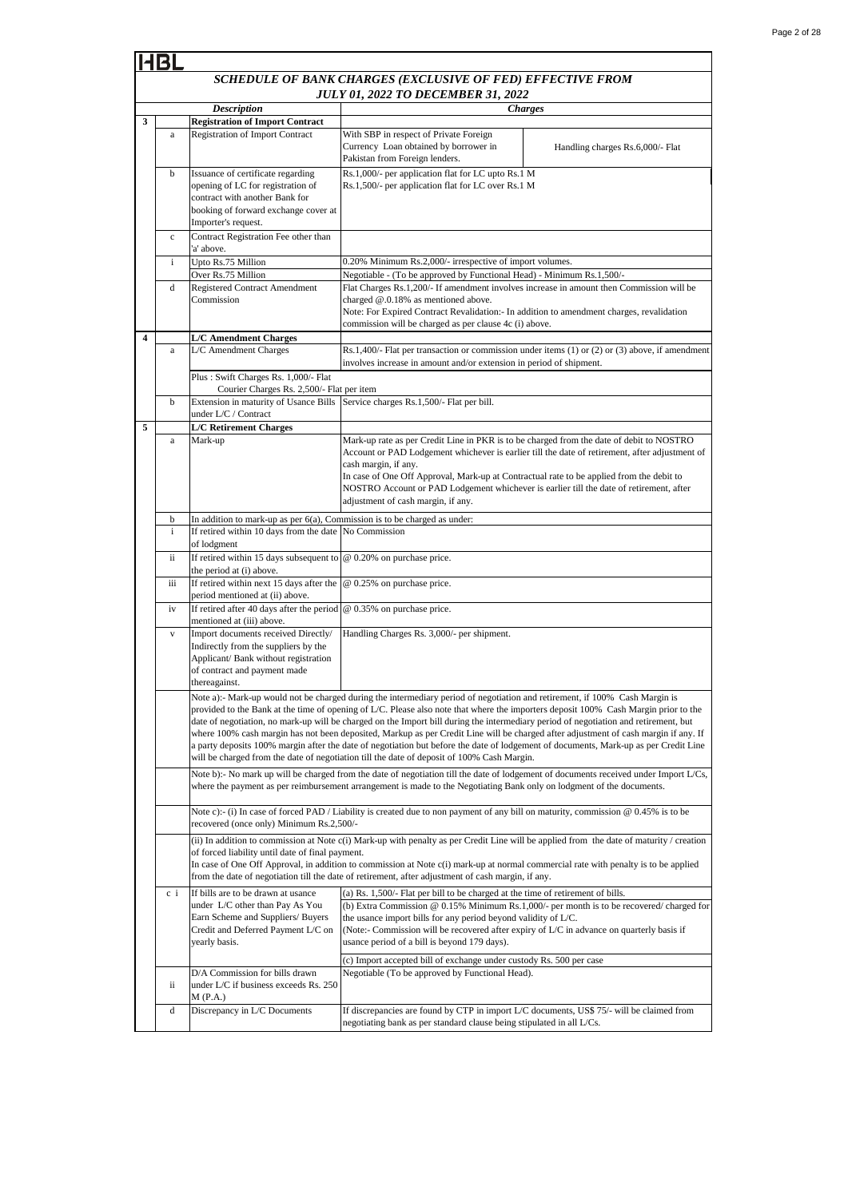**HBL**

## *SCHEDULE OF BANK CHARGES (EXCLUSIVE OF FED) EFFECTIVE FROM JULY 01, 2022 TO DECEMBER 31, 2022*

| | | *Description* | *Charges* | |
|---|---|---|---|---|
| **3** | | **Registration of Import Contract** | | |
| | a | Registration of Import Contract | With SBP in respect of Private Foreign Currency Loan obtained by borrower in Pakistan from Foreign lenders. | Handling charges Rs.6,000/- Flat |
| | b | Issuance of certificate regarding opening of LC for registration of contract with another Bank for booking of forward exchange cover at Importer's request. | Rs.1,000/- per application flat for LC upto Rs.1 M<br>Rs.1,500/- per application flat for LC over Rs.1 M | |
| | c | Contract Registration Fee other than 'a' above. | | |
| | i | Upto Rs.75 Million | 0.20% Minimum Rs.2,000/- irrespective of import volumes. | |
| | | Over Rs.75 Million | Negotiable - (To be approved by Functional Head) - Minimum Rs.1,500/- | |
| | d | Registered Contract Amendment Commission | Flat Charges Rs.1,200/- If amendment involves increase in amount then Commission will be charged @.0.18% as mentioned above.<br>Note: For Expired Contract Revalidation:- In addition to amendment charges, revalidation commission will be charged as per clause 4c (i) above. | |
| **4** | | **L/C Amendment Charges** | | |
| | a | L/C Amendment Charges | Rs.1,400/- Flat per transaction or commission under items (1) or (2) or (3) above, if amendment involves increase in amount and/or extension in period of shipment. | |
| | | Plus : Swift Charges Rs. 1,000/- Flat<br>Courier Charges Rs. 2,500/- Flat per item | | |
| | b | Extension in maturity of Usance Bills under L/C / Contract | Service charges Rs.1,500/- Flat per bill. | |
| **5** | | **L/C Retirement Charges** | | |
| | a | Mark-up | Mark-up rate as per Credit Line in PKR is to be charged from the date of debit to NOSTRO Account or PAD Lodgement whichever is earlier till the date of retirement, after adjustment of cash margin, if any.<br>In case of One Off Approval, Mark-up at Contractual rate to be applied from the debit to NOSTRO Account or PAD Lodgement whichever is earlier till the date of retirement, after adjustment of cash margin, if any. | |
| | b | In addition to mark-up as per 6(a), Commission is to be charged as under: | | |
| | i | If retired within 10 days from the date of lodgment | No Commission | |
| | ii | If retired within 15 days subsequent to the period at (i) above. | @ 0.20% on purchase price. | |
| | iii | If retired within next 15 days after the period mentioned at (ii) above. | @ 0.25% on purchase price. | |
| | iv | If retired after 40 days after the period mentioned at (iii) above. | @ 0.35% on purchase price. | |
| | v | Import documents received Directly/ Indirectly from the suppliers by the Applicant/ Bank without registration of contract and payment made thereagainst. | Handling Charges Rs. 3,000/- per shipment. | |
| | | Note a):- Mark-up would not be charged during the intermediary period of negotiation and retirement, if 100% Cash Margin is provided to the Bank at the time of opening of L/C. Please also note that where the importers deposit 100% Cash Margin prior to the date of negotiation, no mark-up will be charged on the Import bill during the intermediary period of negotiation and retirement, but where 100% cash margin has not been deposited, Markup as per Credit Line will be charged after adjustment of cash margin if any. If a party deposits 100% margin after the date of negotiation but before the date of lodgement of documents, Mark-up as per Credit Line will be charged from the date of negotiation till the date of deposit of 100% Cash Margin. | | |
| | | Note b):- No mark up will be charged from the date of negotiation till the date of lodgement of documents received under Import L/Cs, where the payment as per reimbursement arrangement is made to the Negotiating Bank only on lodgment of the documents. | | |
| | | Note c):- (i) In case of forced PAD / Liability is created due to non payment of any bill on maturity, commission @ 0.45% is to be recovered (once only) Minimum Rs.2,500/- | | |
| | | (ii) In addition to commission at Note c(i) Mark-up with penalty as per Credit Line will be applied from the date of maturity / creation of forced liability until date of final payment.<br>In case of One Off Approval, in addition to commission at Note c(i) mark-up at normal commercial rate with penalty is to be applied from the date of negotiation till the date of retirement, after adjustment of cash margin, if any. | | |
| | c i | If bills are to be drawn at usance under L/C other than Pay As You Earn Scheme and Suppliers/ Buyers Credit and Deferred Payment L/C on yearly basis. | (a) Rs. 1,500/- Flat per bill to be charged at the time of retirement of bills.<br>(b) Extra Commission @ 0.15% Minimum Rs.1,000/- per month is to be recovered/ charged for the usance import bills for any period beyond validity of L/C.<br>(Note:- Commission will be recovered after expiry of L/C in advance on quarterly basis if usance period of a bill is beyond 179 days). | |
| | | | (c) Import accepted bill of exchange under custody Rs. 500 per case | |
| | ii | D/A Commission for bills drawn under L/C if business exceeds Rs. 250 M (P.A.) | Negotiable (To be approved by Functional Head). | |
| | d | Discrepancy in L/C Documents | If discrepancies are found by CTP in import L/C documents, US$ 75/- will be claimed from negotiating bank as per standard clause being stipulated in all L/Cs. | |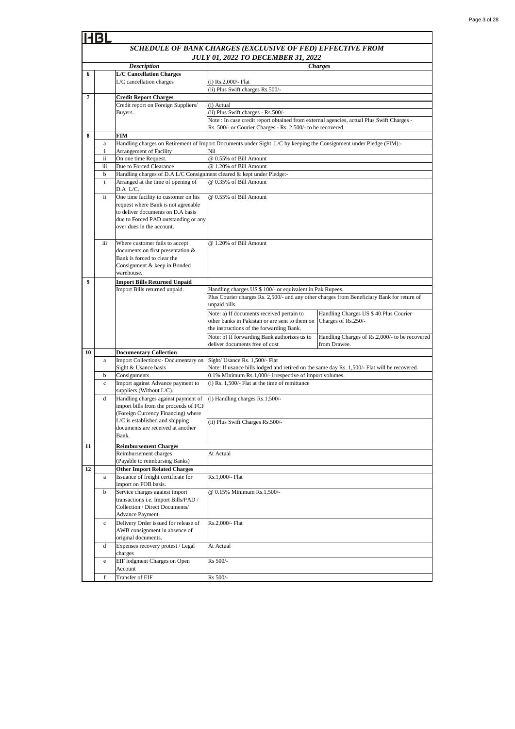HBL

## SCHEDULE OF BANK CHARGES (EXCLUSIVE OF FED) EFFECTIVE FROM JULY 01, 2022 TO DECEMBER 31, 2022

| | | *Description* | *Charges* | |
|---|---|---|---|---|
| **6** | | **L/C Cancellation Charges** | | |
| | | L/C cancellation charges | (i) Rs.2,000/- Flat | |
| | | | (ii) Plus Swift charges Rs.500/- | |
| **7** | | **Credit Report Charges** | | |
| | | Credit report on Foreign Suppliers/ Buyers. | (i) Actual | |
| | | | (ii) Plus Swift charges - Rs.500/- | |
| | | | Note : In case credit report obtained from external agencies, actual Plus Swift Charges - Rs. 500/- or Courier Charges - Rs. 2,500/- to be recovered. | |
| **8** | | **FIM** | | |
| | a | Handling charges on Retirement of Import Documents under Sight L/C by keeping the Consignment under Pledge (FIM):- | | |
| | i | Arrangement of Facility | Nil | |
| | ii | On one time Request. | @ 0.55% of Bill Amount | |
| | iii | Due to Forced Clearance | @ 1.20% of Bill Amount | |
| | b | Handling charges of D.A L/C Consignment cleared & kept under Pledge:- | | |
| | i | Arranged at the time of opening of D.A L/C. | @ 0.35% of Bill Amount | |
| | ii | One time facility to customer on his request where Bank is not agreeable to deliver documents on D.A basis due to Forced PAD outstanding or any over dues in the account. | @ 0.55% of Bill Amount | |
| | iii | Where customer fails to accept documents on first presentation & Bank is forced to clear the Consignment & keep in Bonded warehouse. | @ 1.20% of Bill Amount | |
| **9** | | **Import Bills Returned Unpaid** | | |
| | | Import Bills returned unpaid. | Handling charges US $ 100/- or equivalent in Pak Rupees. | |
| | | | Plus Courier charges Rs. 2,500/- and any other charges from Beneficiary Bank for return of unpaid bills. | |
| | | | Note: a) If documents received pertain to other banks in Pakistan or are sent to them on the instructions of the forwarding Bank. | Handling Charges US $ 40 Plus Courier Charges of Rs.250/- |
| | | | Note: b) If forwarding Bank authorizes us to deliver documents free of cost | Handling Charges of Rs.2,000/- to be recovered from Drawee. |
| **10** | | **Documentary Collection** | | |
| | a | Import Collections:- Documentary on Sight & Usance basis | Sight/ Usance Rs. 1,500/- Flat<br>Note: If usance bills lodged and retired on the same day Rs. 1,500/- Flat will be recovered. | |
| | b | Consignments | 0.1% Minimum Rs.1,000/- irrespective of import volumes. | |
| | c | Import against Advance payment to suppliers.(Without L/C). | (i) Rs. 1,500/- Flat at the time of remittance | |
| | d | Handling charges against payment of import bills from the proceeds of FCF (Foreign Currency Financing) where L/C is established and shipping documents are received at another Bank. | (i) Handling charges Rs.1,500/-<br>(ii) Plus Swift Charges Rs.500/- | |
| **11** | | **Reimbursement Charges** | | |
| | | Reimbursement charges (Payable to reimbursing Banks) | At Actual | |
| **12** | | **Other Import Related Charges** | | |
| | a | Issuance of freight certificate for import on FOB basis. | Rs.1,000/- Flat | |
| | b | Service charges against import transactions i.e. Import Bills/PAD / Collection / Direct Documents/ Advance Payment. | @ 0.15% Minimum Rs.1,500/- | |
| | c | Delivery Order issued for release of AWB consignment in absence of original documents. | Rs.2,000/- Flat | |
| | d | Expenses recovery protest / Legal charges | At Actual | |
| | e | EIF lodgment Charges on Open Account | Rs 500/- | |
| | f | Transfer of EIF | Rs 500/- | |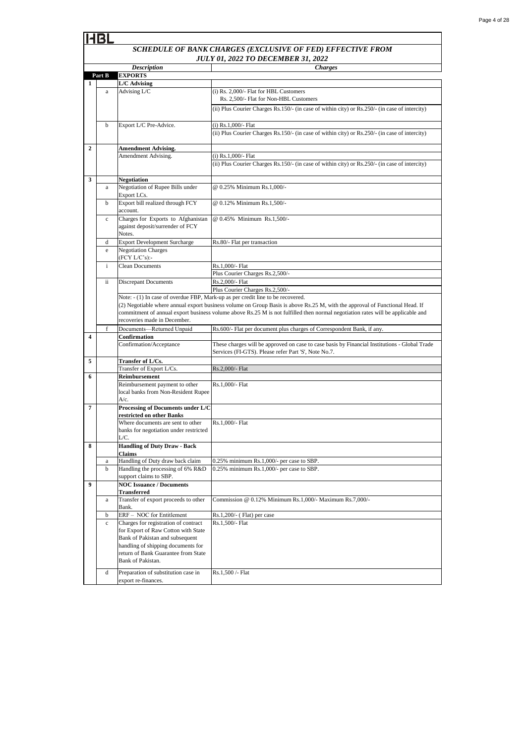HBL

## *SCHEDULE OF BANK CHARGES (EXCLUSIVE OF FED) EFFECTIVE FROM JULY 01, 2022 TO DECEMBER 31, 2022*

| | | *Description* | *Charges* |
|---|---|---|---|
| **Part B** | | **EXPORTS** | |
| **1** | | **L/C Advising** | |
| | a | Advising L/C | (i) Rs. 2,000/- Flat for HBL Customers<br>Rs. 2,500/- Flat for Non-HBL Customers |
| | | | (ii) Plus Courier Charges Rs.150/- (in case of within city) or Rs.250/- (in case of intercity) |
| | b | Export L/C Pre-Advice. | (i) Rs.1,000/- Flat |
| | | | (ii) Plus Courier Charges Rs.150/- (in case of within city) or Rs.250/- (in case of intercity) |
| **2** | | **Amendment Advising.** | |
| | | Amendment Advising. | (i) Rs.1,000/- Flat |
| | | | (ii) Plus Courier Charges Rs.150/- (in case of within city) or Rs.250/- (in case of intercity) |
| **3** | | **Negotiation** | |
| | a | Negotiation of Rupee Bills under Export LCs. | @ 0.25% Minimum Rs.1,000/- |
| | b | Export bill realized through FCY account. | @ 0.12% Minimum Rs.1,500/- |
| | c | Charges for Exports to Afghanistan against deposit/surrender of FCY Notes. | @ 0.45% Minimum Rs.1,500/- |
| | d | Export Development Surcharge | Rs.80/- Flat per transaction |
| | e | Negotiation Charges (FCY L/C's):- | |
| | i | Clean Documents | Rs.1,000/- Flat |
| | | | Plus Courier Charges Rs.2,500/- |
| | ii | Discrepant Documents | Rs.2,000/- Flat |
| | | | Plus Courier Charges Rs.2,500/- |
| | | Note: - (1) In case of overdue FBP, Mark-up as per credit line to be recovered.<br>(2) Negotiable where annual export business volume on Group Basis is above Rs.25 M, with the approval of Functional Head. If commitment of annual export business volume above Rs.25 M is not fulfilled then normal negotiation rates will be applicable and recoveries made in December. | |
| | f | Documents—Returned Unpaid | Rs.600/- Flat per document plus charges of Correspondent Bank, if any. |
| **4** | | **Confirmation** | |
| | | Confirmation/Acceptance | These charges will be approved on case to case basis by Financial Institutions - Global Trade Services (FI-GTS). Please refer Part 'S', Note No.7. |
| **5** | | **Transfer of L/Cs.** | |
| | | Transfer of Export L/Cs. | Rs.2,000/- Flat |
| **6** | | **Reimbursement** | |
| | | Reimbursement payment to other local banks from Non-Resident Rupee A/c. | Rs.1,000/- Flat |
| **7** | | **Processing of Documents under L/C restricted on other Banks** | |
| | | Where documents are sent to other banks for negotiation under restricted L/C. | Rs.1,000/- Flat |
| **8** | | **Handling of Duty Draw - Back Claims** | |
| | a | Handling of Duty draw back claim | 0.25% minimum Rs.1,000/- per case to SBP. |
| | b | Handling the processing of 6% R&D support claims to SBP. | 0.25% minimum Rs.1,000/- per case to SBP. |
| **9** | | **NOC Issuance / Documents Transferred** | |
| | a | Transfer of export proceeds to other Bank. | Commission @ 0.12% Minimum Rs.1,000/- Maximum Rs.7,000/- |
| | b | ERF – NOC for Entitlement | Rs.1,200/- ( Flat) per case |
| | c | Charges for registration of contract for Export of Raw Cotton with State Bank of Pakistan and subsequent handling of shipping documents for return of Bank Guarantee from State Bank of Pakistan. | Rs.1,500/- Flat |
| | d | Preparation of substitution case in export re-finances. | Rs.1,500 /- Flat |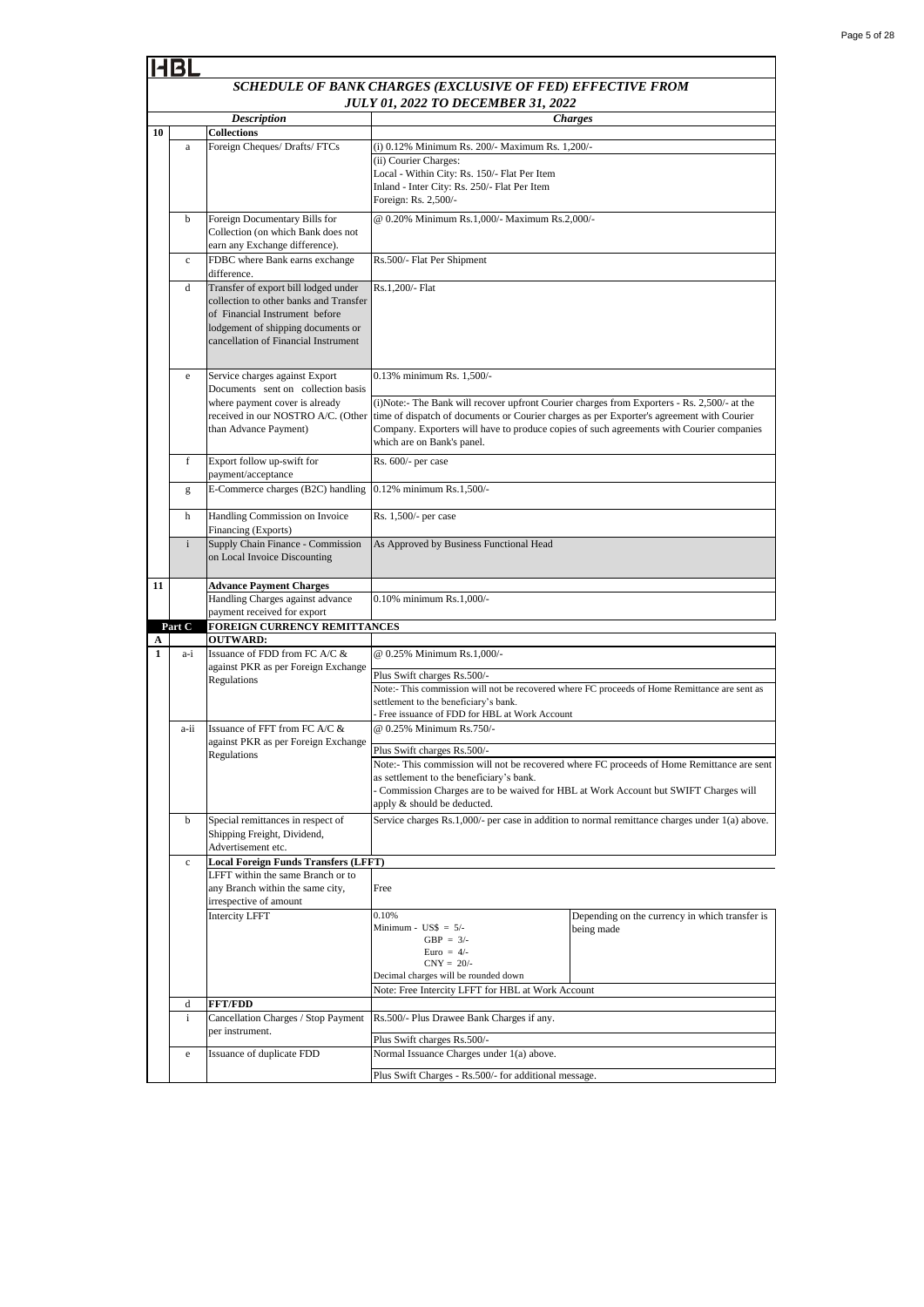HBL

## SCHEDULE OF BANK CHARGES (EXCLUSIVE OF FED) EFFECTIVE FROM JULY 01, 2022 TO DECEMBER 31, 2022

| | | *Description* | *Charges* | |
|---|---|---|---|---|
| **10** | | **Collections** | | |
| | a | Foreign Cheques/ Drafts/ FTCs | (i) 0.12% Minimum Rs. 200/- Maximum Rs. 1,200/- | |
| | | | (ii) Courier Charges:<br>Local - Within City: Rs. 150/- Flat Per Item<br>Inland - Inter City: Rs. 250/- Flat Per Item<br>Foreign: Rs. 2,500/- | |
| | b | Foreign Documentary Bills for Collection (on which Bank does not earn any Exchange difference). | @ 0.20% Minimum Rs.1,000/- Maximum Rs.2,000/- | |
| | c | FDBC where Bank earns exchange difference. | Rs.500/- Flat Per Shipment | |
| | d | Transfer of export bill lodged under collection to other banks and Transfer of Financial Instrument before lodgement of shipping documents or cancellation of Financial Instrument | Rs.1,200/- Flat | |
| | e | Service charges against Export Documents sent on collection basis where payment cover is already received in our NOSTRO A/C. (Other than Advance Payment) | 0.13% minimum Rs. 1,500/- | |
| | | | (i)Note:- The Bank will recover upfront Courier charges from Exporters - Rs. 2,500/- at the time of dispatch of documents or Courier charges as per Exporter's agreement with Courier Company. Exporters will have to produce copies of such agreements with Courier companies which are on Bank's panel. | |
| | f | Export follow up-swift for payment/acceptance | Rs. 600/- per case | |
| | g | E-Commerce charges (B2C) handling | 0.12% minimum Rs.1,500/- | |
| | h | Handling Commission on Invoice Financing (Exports) | Rs. 1,500/- per case | |
| | i | Supply Chain Finance - Commission on Local Invoice Discounting | As Approved by Business Functional Head | |
| **11** | | **Advance Payment Charges** | | |
| | | Handling Charges against advance payment received for export | 0.10% minimum Rs.1,000/- | |
| **Part C** | | **FOREIGN CURRENCY REMITTANCES** | | |
| **A** | | **OUTWARD:** | | |
| **1** | a-i | Issuance of FDD from FC A/C & against PKR as per Foreign Exchange Regulations | @ 0.25% Minimum Rs.1,000/- | |
| | | | Plus Swift charges Rs.500/- | |
| | | | Note:- This commission will not be recovered where FC proceeds of Home Remittance are sent as settlement to the beneficiary's bank.<br>- Free issuance of FDD for HBL at Work Account | |
| | a-ii | Issuance of FFT from FC A/C & against PKR as per Foreign Exchange Regulations | @ 0.25% Minimum Rs.750/- | |
| | | | Plus Swift charges Rs.500/- | |
| | | | Note:- This commission will not be recovered where FC proceeds of Home Remittance are sent as settlement to the beneficiary's bank.<br>- Commission Charges are to be waived for HBL at Work Account but SWIFT Charges will apply & should be deducted. | |
| | b | Special remittances in respect of Shipping Freight, Dividend, Advertisement etc. | Service charges Rs.1,000/- per case in addition to normal remittance charges under 1(a) above. | |
| | c | **Local Foreign Funds Transfers (LFFT)** | | |
| | | LFFT within the same Branch or to any Branch within the same city, irrespective of amount | Free | |
| | | Intercity LFFT | 0.10%<br>Minimum - US$ = 5/-<br>GBP = 3/-<br>Euro = 4/-<br>CNY = 20/-<br>Decimal charges will be rounded down | Depending on the currency in which transfer is being made |
| | | | Note: Free Intercity LFFT for HBL at Work Account | |
| | d | **FFT/FDD** | | |
| | i | Cancellation Charges / Stop Payment per instrument. | Rs.500/- Plus Drawee Bank Charges if any. | |
| | | | Plus Swift charges Rs.500/- | |
| | e | Issuance of duplicate FDD | Normal Issuance Charges under 1(a) above. | |
| | | | Plus Swift Charges - Rs.500/- for additional message. | |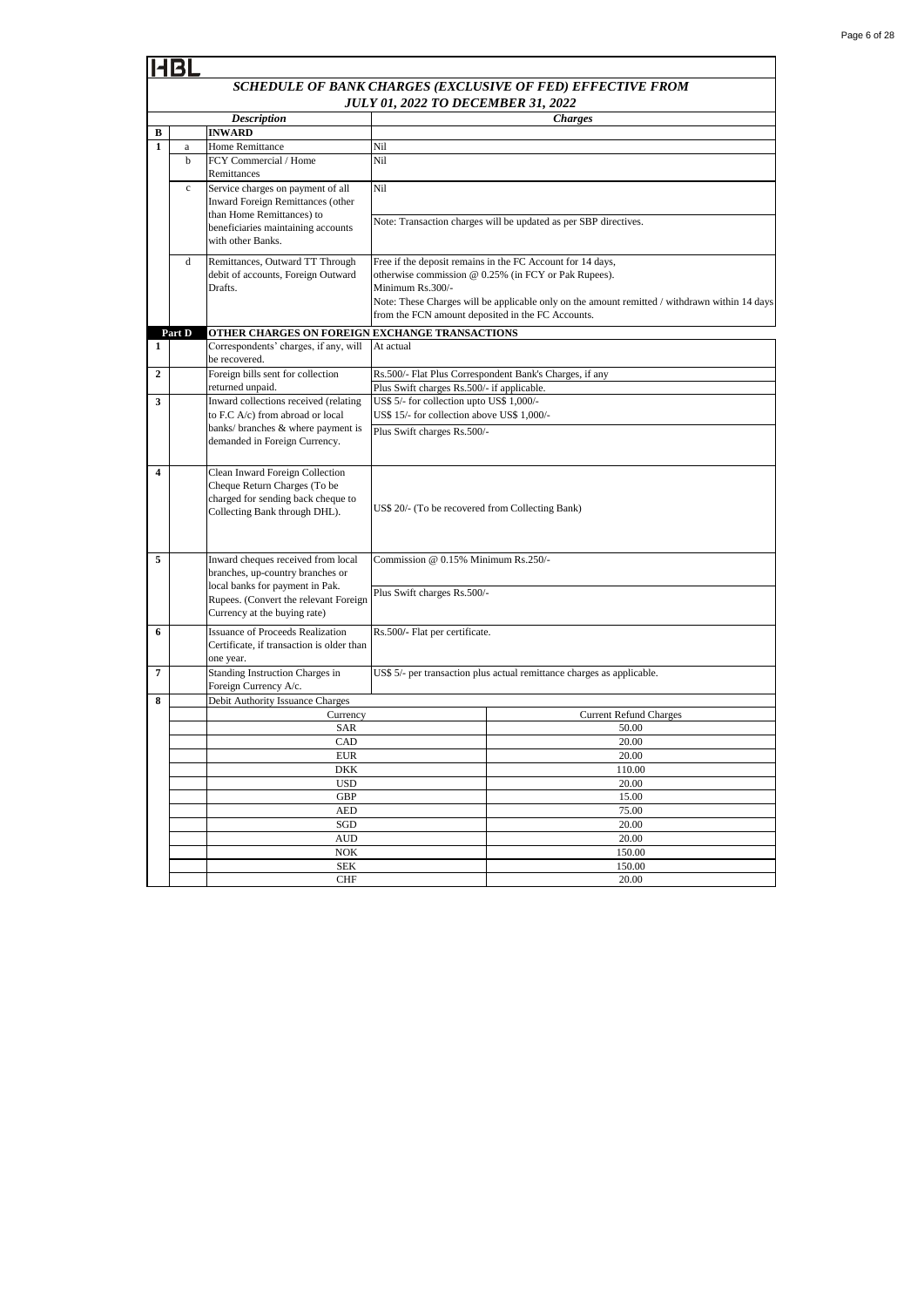HBL

## *SCHEDULE OF BANK CHARGES (EXCLUSIVE OF FED) EFFECTIVE FROM JULY 01, 2022 TO DECEMBER 31, 2022*

| | | *Description* | *Charges* | |
|---|---|---|---|---|
| **B** | | **INWARD** | | |
| **1** | a | Home Remittance | Nil | |
| | b | FCY Commercial / Home Remittances | Nil | |
| | c | Service charges on payment of all Inward Foreign Remittances (other than Home Remittances) to beneficiaries maintaining accounts with other Banks. | Nil<br><br>Note: Transaction charges will be updated as per SBP directives. | |
| | d | Remittances, Outward TT Through debit of accounts, Foreign Outward Drafts. | Free if the deposit remains in the FC Account for 14 days, otherwise commission @ 0.25% (in FCY or Pak Rupees).<br>Minimum Rs.300/-<br>Note: These Charges will be applicable only on the amount remitted / withdrawn within 14 days from the FCN amount deposited in the FC Accounts. | |
| | **Part D** | **OTHER CHARGES ON FOREIGN EXCHANGE TRANSACTIONS** | | |
| **1** | | Correspondents' charges, if any, will be recovered. | At actual | |
| **2** | | Foreign bills sent for collection returned unpaid. | Rs.500/- Flat Plus Correspondent Bank's Charges, if any<br>Plus Swift charges Rs.500/- if applicable. | |
| **3** | | Inward collections received (relating to F.C A/c) from abroad or local banks/ branches & where payment is demanded in Foreign Currency. | US$ 5/- for collection upto US$ 1,000/-<br>US$ 15/- for collection above US$ 1,000/-<br>Plus Swift charges Rs.500/- | |
| **4** | | Clean Inward Foreign Collection Cheque Return Charges (To be charged for sending back cheque to Collecting Bank through DHL). | US$ 20/- (To be recovered from Collecting Bank) | |
| **5** | | Inward cheques received from local branches, up-country branches or local banks for payment in Pak. Rupees. (Convert the relevant Foreign Currency at the buying rate) | Commission @ 0.15% Minimum Rs.250/-<br><br>Plus Swift charges Rs.500/- | |
| **6** | | Issuance of Proceeds Realization Certificate, if transaction is older than one year. | Rs.500/- Flat per certificate. | |
| **7** | | Standing Instruction Charges in Foreign Currency A/c. | US$ 5/- per transaction plus actual remittance charges as applicable. | |
| **8** | | Debit Authority Issuance Charges | | |
| | | Currency | | Current Refund Charges |
| | | SAR | | 50.00 |
| | | CAD | | 20.00 |
| | | EUR | | 20.00 |
| | | DKK | | 110.00 |
| | | USD | | 20.00 |
| | | GBP | | 15.00 |
| | | AED | | 75.00 |
| | | SGD | | 20.00 |
| | | AUD | | 20.00 |
| | | NOK | | 150.00 |
| | | SEK | | 150.00 |
| | | CHF | | 20.00 |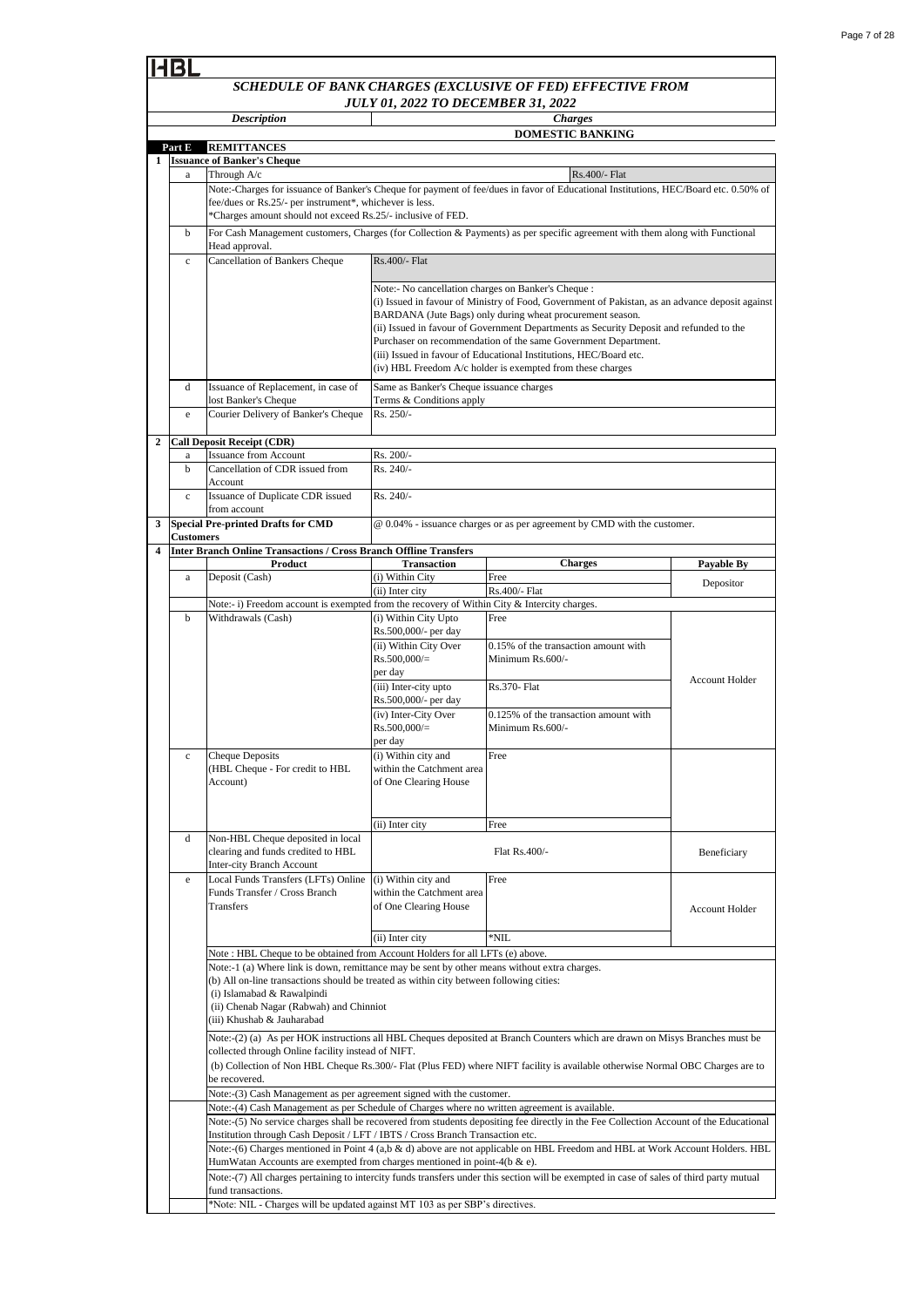HBL

## SCHEDULE OF BANK CHARGES (EXCLUSIVE OF FED) EFFECTIVE FROM JULY 01, 2022 TO DECEMBER 31, 2022

| | | Description | Charges | | |
|---|---|---|---|---|---|
| | | | **DOMESTIC BANKING** | | |
| **Part E** | | **REMITTANCES** | | | |
| **1** | | **Issuance of Banker's Cheque** | | | |
| | a | Through A/c | Rs.400/- Flat | | |
| | | Note:-Charges for issuance of Banker's Cheque for payment of fee/dues in favor of Educational Institutions, HEC/Board etc. 0.50% of fee/dues or Rs.25/- per instrument*, whichever is less. *Charges amount should not exceed Rs.25/- inclusive of FED. | | | |
| | b | For Cash Management customers, Charges (for Collection & Payments) as per specific agreement with them along with Functional Head approval. | | | |
| | c | Cancellation of Bankers Cheque | Rs.400/- Flat<br><br>Note:- No cancellation charges on Banker's Cheque :<br>(i) Issued in favour of Ministry of Food, Government of Pakistan, as an advance deposit against BARDANA (Jute Bags) only during wheat procurement season.<br>(ii) Issued in favour of Government Departments as Security Deposit and refunded to the Purchaser on recommendation of the same Government Department.<br>(iii) Issued in favour of Educational Institutions, HEC/Board etc.<br>(iv) HBL Freedom A/c holder is exempted from these charges | | |
| | d | Issuance of Replacement, in case of lost Banker's Cheque | Same as Banker's Cheque issuance charges<br>Terms & Conditions apply | | |
| | e | Courier Delivery of Banker's Cheque | Rs. 250/- | | |
| **2** | | **Call Deposit Receipt (CDR)** | | | |
| | a | Issuance from Account | Rs. 200/- | | |
| | b | Cancellation of CDR issued from Account | Rs. 240/- | | |
| | c | Issuance of Duplicate CDR issued from account | Rs. 240/- | | |
| **3** | | **Special Pre-printed Drafts for CMD Customers** | @ 0.04% - issuance charges or as per agreement by CMD with the customer. | | |

| | | Product | Transaction | Charges | Payable By |
|---|---|---|---|---|---|
| **4** | | **Inter Branch Online Transactions / Cross Branch Offline Transfers** | | | |
| | a | Deposit (Cash) | (i) Within City | Free | Depositor |
| | | | (ii) Inter city | Rs.400/- Flat | |
| | | Note:- i) Freedom account is exempted from the recovery of Within City & Intercity charges. | | | |
| | b | Withdrawals (Cash) | (i) Within City Upto Rs.500,000/- per day | Free | Account Holder |
| | | | (ii) Within City Over Rs.500,000/= per day | 0.15% of the transaction amount with Minimum Rs.600/- | |
| | | | (iii) Inter-city upto Rs.500,000/- per day | Rs.370- Flat | |
| | | | (iv) Inter-City Over Rs.500,000/= per day | 0.125% of the transaction amount with Minimum Rs.600/- | |
| | c | Cheque Deposits (HBL Cheque - For credit to HBL Account) | (i) Within city and within the Catchment area of One Clearing House | Free | |
| | | | (ii) Inter city | Free | |
| | d | Non-HBL Cheque deposited in local clearing and funds credited to HBL Inter-city Branch Account | | Flat Rs.400/- | Beneficiary |
| | e | Local Funds Transfers (LFTs) Online Funds Transfer / Cross Branch Transfers | (i) Within city and within the Catchment area of One Clearing House | Free | Account Holder |
| | | | (ii) Inter city | *NIL | |
| | | Note : HBL Cheque to be obtained from Account Holders for all LFTs (e) above. | | | |
| | | Note:-1 (a) Where link is down, remittance may be sent by other means without extra charges.<br>(b) All on-line transactions should be treated as within city between following cities:<br>(i) Islamabad & Rawalpindi<br>(ii) Chenab Nagar (Rabwah) and Chinniot<br>(iii) Khushab & Jauharabad | | | |
| | | Note:-(2) (a) As per HOK instructions all HBL Cheques deposited at Branch Counters which are drawn on Misys Branches must be collected through Online facility instead of NIFT.<br>(b) Collection of Non HBL Cheque Rs.300/- Flat (Plus FED) where NIFT facility is available otherwise Normal OBC Charges are to be recovered. | | | |
| | | Note:-(3) Cash Management as per agreement signed with the customer. | | | |
| | | Note:-(4) Cash Management as per Schedule of Charges where no written agreement is available. | | | |
| | | Note:-(5) No service charges shall be recovered from students depositing fee directly in the Fee Collection Account of the Educational Institution through Cash Deposit / LFT / IBTS / Cross Branch Transaction etc. | | | |
| | | Note:-(6) Charges mentioned in Point 4 (a,b & d) above are not applicable on HBL Freedom and HBL at Work Account Holders. HBL HumWatan Accounts are exempted from charges mentioned in point-4(b & e). | | | |
| | | Note:-(7) All charges pertaining to intercity funds transfers under this section will be exempted in case of sales of third party mutual fund transactions. | | | |
| | | *Note: NIL - Charges will be updated against MT 103 as per SBP's directives. | | | |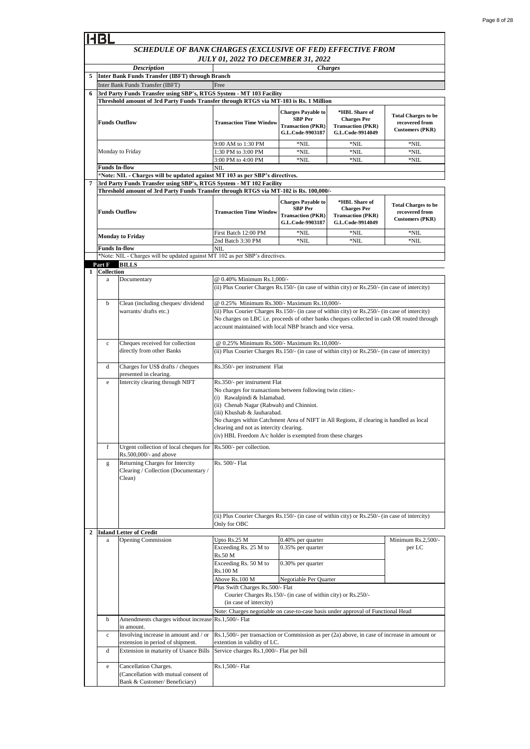HBL

## SCHEDULE OF BANK CHARGES (EXCLUSIVE OF FED) EFFECTIVE FROM JULY 01, 2022 TO DECEMBER 31, 2022

| | | Description | Charges | | | |
|---|---|---|---|---|---|---|
| **5** | | **Inter Bank Funds Transfer (IBFT) through Branch** | | | | |
| | | Inter Bank Funds Transfer (IBFT) | Free | | | |
| **6** | | **3rd Party Funds Transfer using SBP's, RTGS System - MT 103 Facility** | | | | |
| | | **Threshold amount of 3rd Party Funds Transfer through RTGS via MT-103 is Rs. 1 Million** | | | | |
| | | **Funds Outflow** | **Transaction Time Window** | **Charges Payable to SBP Per Transaction (PKR) G.L.Code-9903187** | ***HBL Share of Charges Per Transaction (PKR) G.L.Code-9914049** | **Total Charges to be recovered from Customers (PKR)** |
| | | Monday to Friday | 9:00 AM to 1:30 PM | *NIL | *NIL | *NIL |
| | | | 1:30 PM to 3:00 PM | *NIL | *NIL | *NIL |
| | | | 3:00 PM to 4:00 PM | *NIL | *NIL | *NIL |
| | | **Funds In-flow** | NIL | | | |
| | | ***Note: NIL - Charges will be updated against MT 103 as per SBP's directives.** | | | | |
| **7** | | **3rd Party Funds Transfer using SBP's, RTGS System - MT 102 Facility** | | | | |
| | | **Threshold amount of 3rd Party Funds Transfer through RTGS via MT-102 is Rs. 100,000/-** | | | | |
| | | **Funds Outflow** | **Transaction Time Window** | **Charges Payable to SBP Per Transaction (PKR) G.L.Code-9903187** | ***HBL Share of Charges Per Transaction (PKR) G.L.Code-9914049** | **Total Charges to be recovered from Customers (PKR)** |
| | | **Monday to Friday** | First Batch 12:00 PM | *NIL | *NIL | *NIL |
| | | | 2nd Batch 3:30 PM | *NIL | *NIL | *NIL |
| | | **Funds In-flow** | NIL | | | |
| | | *Note: NIL - Charges will be updated against MT 102 as per SBP's directives. | | | | |

### Part F BILLS

| | | Description | Charges | | |
|---|---|---|---|---|---|
| **1** | **Collection** | | | | |
| | a | Documentary | @ 0.40% Minimum Rs.1,000/-<br>(ii) Plus Courier Charges Rs.150/- (in case of within city) or Rs.250/- (in case of intercity) | | |
| | b | Clean (including cheques/ dividend warrants/ drafts etc.) | @ 0.25% Minimum Rs.300/- Maximum Rs.10,000/-<br>(ii) Plus Courier Charges Rs.150/- (in case of within city) or Rs.250/- (in case of intercity)<br>No charges on LBC i.e. proceeds of other banks cheques collected in cash OR routed through account maintained with local NBP branch and vice versa. | | |
| | c | Cheques received for collection directly from other Banks | @ 0.25% Minimum Rs.500/- Maximum Rs.10,000/-<br>(ii) Plus Courier Charges Rs.150/- (in case of within city) or Rs.250/- (in case of intercity) | | |
| | d | Charges for US$ drafts / cheques presented in clearing. | Rs.350/- per instrument Flat | | |
| | e | Intercity clearing through NIFT | Rs.350/- per instrument Flat<br>No charges for transactions between following twin cities:-<br>(i) Rawalpindi & Islamabad.<br>(ii) Chenab Nagar (Rabwah) and Chinniot.<br>(iii) Khushab & Jauharabad.<br>No charges within Catchment Area of NIFT in All Regions, if clearing is handled as local clearing and not as intercity clearing.<br>(iv) HBL Freedom A/c holder is exempted from these charges | | |
| | f | Urgent collection of local cheques for Rs.500,000/- and above | Rs.500/- per collection. | | |
| | g | Returning Charges for Intercity Clearing / Collection (Documentary / Clean) | Rs. 500/- Flat<br>(ii) Plus Courier Charges Rs.150/- (in case of within city) or Rs.250/- (in case of intercity)<br>Only for OBC | | |
| **2** | **Inland Letter of Credit** | | | | |
| | a | Opening Commission | Upto Rs.25 M | 0.40% per quarter | Minimum Rs.2,500/- per LC |
| | | | Exceeding Rs. 25 M to Rs.50 M | 0.35% per quarter | |
| | | | Exceeding Rs. 50 M to Rs.100 M | 0.30% per quarter | |
| | | | Above Rs.100 M | Negotiable Per Quarter | |
| | | | Plus Swift Charges Rs.500/- Flat<br>Courier Charges Rs.150/- (in case of within city) or Rs.250/- (in case of intercity) | | |
| | | | Note: Charges negotiable on case-to-case basis under approval of Functional Head | | |
| | b | Amendments charges without increase in amount. | Rs.1,500/- Flat | | |
| | c | Involving increase in amount and / or extension in period of shipment. | Rs.1,500/- per transaction or Commission as per (2a) above, in case of increase in amount or extention in validity of LC. | | |
| | d | Extension in maturity of Usance Bills | Service charges Rs.1,000/- Flat per bill | | |
| | e | Cancellation Charges. (Cancellation with mutual consent of Bank & Customer/ Beneficiary) | Rs.1,500/- Flat | | |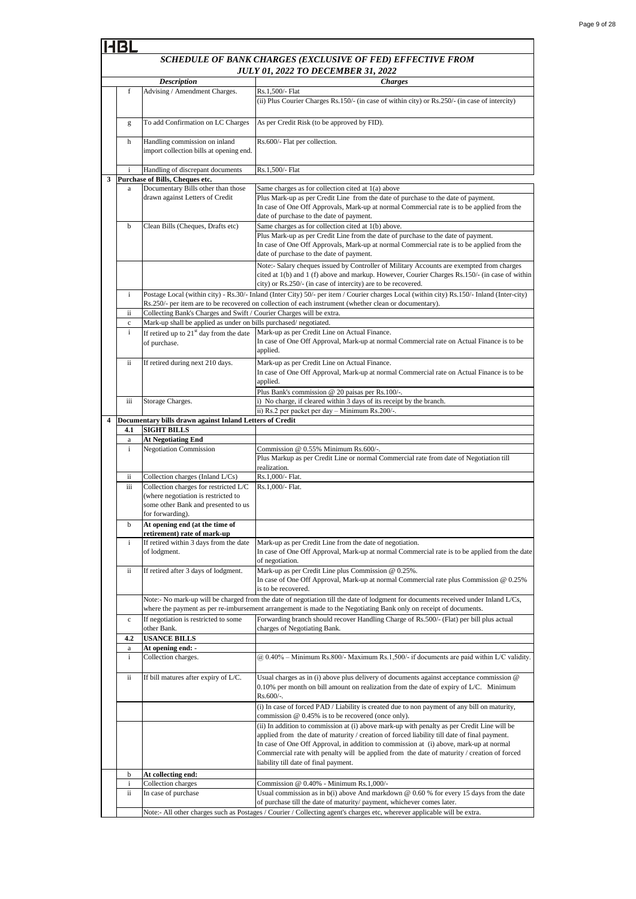HBL

## SCHEDULE OF BANK CHARGES (EXCLUSIVE OF FED) EFFECTIVE FROM JULY 01, 2022 TO DECEMBER 31, 2022

| | | Description | Charges |
|---|---|---|---|
| | f | Advising / Amendment Charges. | Rs.1,500/- Flat<br>(ii) Plus Courier Charges Rs.150/- (in case of within city) or Rs.250/- (in case of intercity) |
| | g | To add Confirmation on LC Charges | As per Credit Risk (to be approved by FID). |
| | h | Handling commission on inland import collection bills at opening end. | Rs.600/- Flat per collection. |
| | i | Handling of discrepant documents | Rs.1,500/- Flat |
| **3** | | **Purchase of Bills, Cheques etc.** | |
| | a | Documentary Bills other than those drawn against Letters of Credit | Same charges as for collection cited at 1(a) above<br>Plus Mark-up as per Credit Line from the date of purchase to the date of payment.<br>In case of One Off Approvals, Mark-up at normal Commercial rate is to be applied from the date of purchase to the date of payment. |
| | b | Clean Bills (Cheques, Drafts etc) | Same charges as for collection cited at 1(b) above.<br>Plus Mark-up as per Credit Line from the date of purchase to the date of payment.<br>In case of One Off Approvals, Mark-up at normal Commercial rate is to be applied from the date of purchase to the date of payment. |
| | | | Note:- Salary cheques issued by Controller of Military Accounts are exempted from charges cited at 1(b) and 1 (f) above and markup. However, Courier Charges Rs.150/- (in case of within city) or Rs.250/- (in case of intercity) are to be recovered. |
| | i | Postage Local (within city) - Rs.30/- Inland (Inter City) 50/- per item / Courier charges Local (within city) Rs.150/- Inland (Inter-city) Rs.250/- per item are to be recovered on collection of each instrument (whether clean or documentary). | |
| | ii | Collecting Bank's Charges and Swift / Courier Charges will be extra. | |
| | c | Mark-up shall be applied as under on bills purchased/ negotiated. | |
| | i | If retired up to 21st day from the date of purchase. | Mark-up as per Credit Line on Actual Finance.<br>In case of One Off Approval, Mark-up at normal Commercial rate on Actual Finance is to be applied. |
| | ii | If retired during next 210 days. | Mark-up as per Credit Line on Actual Finance.<br>In case of One Off Approval, Mark-up at normal Commercial rate on Actual Finance is to be applied.<br>Plus Bank's commission @ 20 paisas per Rs.100/-. |
| | iii | Storage Charges. | i) No charge, if cleared within 3 days of its receipt by the branch.<br>ii) Rs.2 per packet per day – Minimum Rs.200/-. |
| **4** | | **Documentary bills drawn against Inland Letters of Credit** | |
| | **4.1** | **SIGHT BILLS** | |
| | a | **At Negotiating End** | |
| | i | Negotiation Commission | Commission @ 0.55% Minimum Rs.600/-.<br>Plus Markup as per Credit Line or normal Commercial rate from date of Negotiation till realization. |
| | ii | Collection charges (Inland L/Cs) | Rs.1,000/- Flat. |
| | iii | Collection charges for restricted L/C (where negotiation is restricted to some other Bank and presented to us for forwarding). | Rs.1,000/- Flat. |
| | b | **At opening end (at the time of retirement) rate of mark-up** | |
| | i | If retired within 3 days from the date of lodgment. | Mark-up as per Credit Line from the date of negotiation.<br>In case of One Off Approval, Mark-up at normal Commercial rate is to be applied from the date of negotiation. |
| | ii | If retired after 3 days of lodgment. | Mark-up as per Credit Line plus Commission @ 0.25%.<br>In case of One Off Approval, Mark-up at normal Commercial rate plus Commission @ 0.25% is to be recovered. |
| | | Note:- No mark-up will be charged from the date of negotiation till the date of lodgment for documents received under Inland L/Cs, where the payment as per re-imbursement arrangement is made to the Negotiating Bank only on receipt of documents. | |
| | c | If negotiation is restricted to some other Bank. | Forwarding branch should recover Handling Charge of Rs.500/- (Flat) per bill plus actual charges of Negotiating Bank. |
| | **4.2** | **USANCE BILLS** | |
| | a | **At opening end: -** | |
| | i | Collection charges. | @ 0.40% – Minimum Rs.800/- Maximum Rs.1,500/- if documents are paid within L/C validity. |
| | ii | If bill matures after expiry of L/C. | Usual charges as in (i) above plus delivery of documents against acceptance commission @ 0.10% per month on bill amount on realization from the date of expiry of L/C. Minimum Rs.600/-. |
| | | | (i) In case of forced PAD / Liability is created due to non payment of any bill on maturity, commission @ 0.45% is to be recovered (once only). |
| | | | (ii) In addition to commission at (i) above mark-up with penalty as per Credit Line will be applied from the date of maturity / creation of forced liability till date of final payment.<br>In case of One Off Approval, in addition to commission at (i) above, mark-up at normal Commercial rate with penalty will be applied from the date of maturity / creation of forced liability till date of final payment. |
| | b | **At collecting end:** | |
| | i | Collection charges | Commission @ 0.40% - Minimum Rs.1,000/- |
| | ii | In case of purchase | Usual commission as in b(i) above And markdown @ 0.60 % for every 15 days from the date of purchase till the date of maturity/ payment, whichever comes later. |
| | | Note:- All other charges such as Postages / Courier / Collecting agent's charges etc, wherever applicable will be extra. | |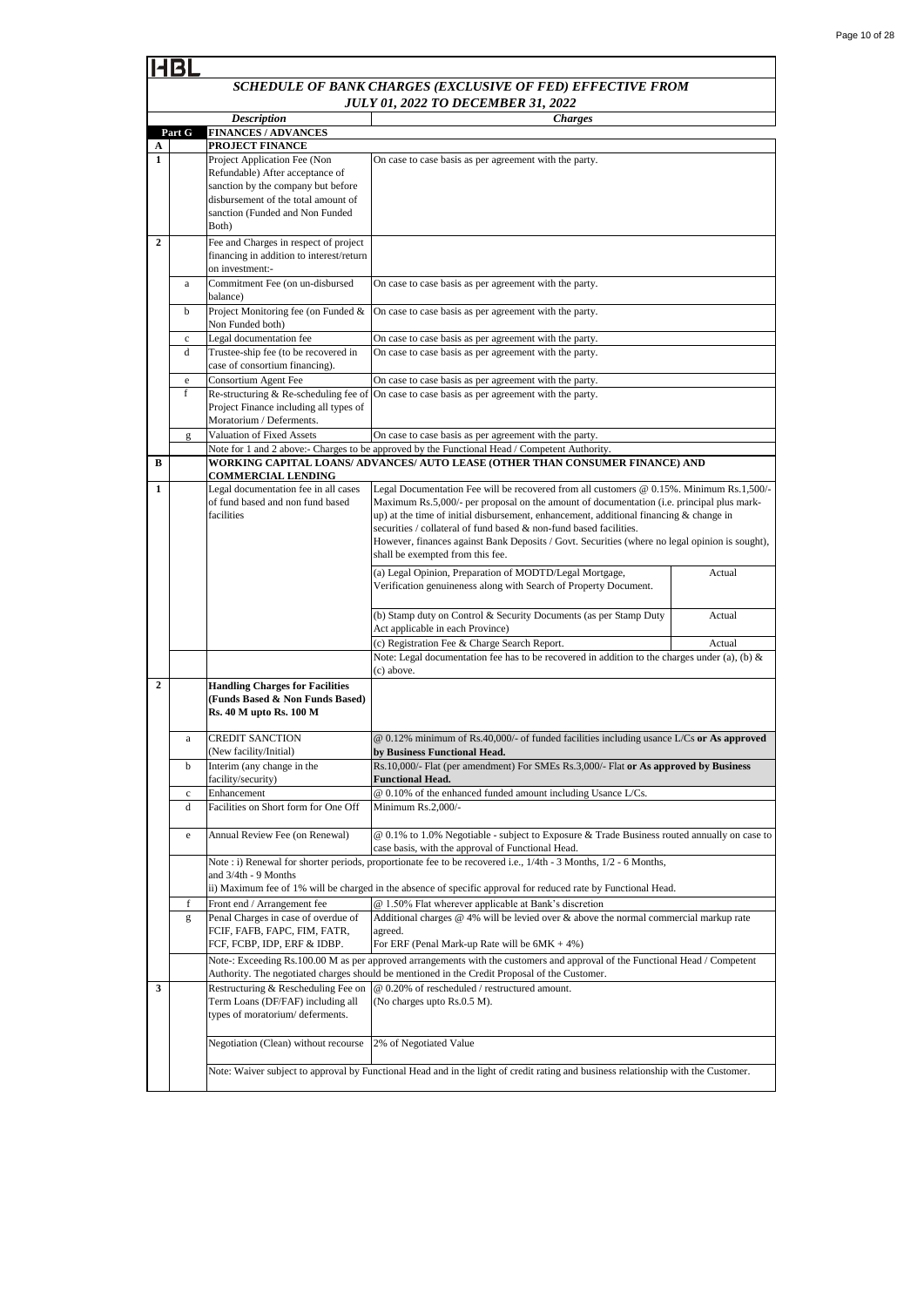# HBL

## *SCHEDULE OF BANK CHARGES (EXCLUSIVE OF FED) EFFECTIVE FROM JULY 01, 2022 TO DECEMBER 31, 2022*

| | | *Description* | *Charges* | |
|---|---|---|---|---|
| | **Part G** | **FINANCES / ADVANCES** | | |
| **A** | | **PROJECT FINANCE** | | |
| **1** | | Project Application Fee (Non Refundable) After acceptance of sanction by the company but before disbursement of the total amount of sanction (Funded and Non Funded Both) | On case to case basis as per agreement with the party. | |
| **2** | | Fee and Charges in respect of project financing in addition to interest/return on investment:- | | |
| | a | Commitment Fee (on un-disbursed balance) | On case to case basis as per agreement with the party. | |
| | b | Project Monitoring fee (on Funded & Non Funded both) | On case to case basis as per agreement with the party. | |
| | c | Legal documentation fee | On case to case basis as per agreement with the party. | |
| | d | Trustee-ship fee (to be recovered in case of consortium financing). | On case to case basis as per agreement with the party. | |
| | e | Consortium Agent Fee | On case to case basis as per agreement with the party. | |
| | f | Re-structuring & Re-scheduling fee of Project Finance including all types of Moratorium / Deferments. | On case to case basis as per agreement with the party. | |
| | g | Valuation of Fixed Assets | On case to case basis as per agreement with the party. | |
| | | Note for 1 and 2 above:- Charges to be approved by the Functional Head / Competent Authority. | | |
| **B** | | **WORKING CAPITAL LOANS/ ADVANCES/ AUTO LEASE (OTHER THAN CONSUMER FINANCE) AND COMMERCIAL LENDING** | | |
| **1** | | Legal documentation fee in all cases of fund based and non fund based facilities | Legal Documentation Fee will be recovered from all customers @ 0.15%. Minimum Rs.1,500/- Maximum Rs.5,000/- per proposal on the amount of documentation (i.e. principal plus mark-up) at the time of initial disbursement, enhancement, additional financing & change in securities / collateral of fund based & non-fund based facilities. However, finances against Bank Deposits / Govt. Securities (where no legal opinion is sought), shall be exempted from this fee. | |
| | | | (a) Legal Opinion, Preparation of MODTD/Legal Mortgage, Verification genuineness along with Search of Property Document. | Actual |
| | | | (b) Stamp duty on Control & Security Documents (as per Stamp Duty Act applicable in each Province) | Actual |
| | | | (c) Registration Fee & Charge Search Report. | Actual |
| | | | Note: Legal documentation fee has to be recovered in addition to the charges under (a), (b) & (c) above. | |
| **2** | | **Handling Charges for Facilities (Funds Based & Non Funds Based) Rs. 40 M upto Rs. 100 M** | | |
| | a | CREDIT SANCTION (New facility/Initial) | @ 0.12% minimum of Rs.40,000/- of funded facilities including usance L/Cs **or As approved by Business Functional Head.** | |
| | b | Interim (any change in the facility/security) | Rs.10,000/- Flat (per amendment) For SMEs Rs.3,000/- Flat **or As approved by Business Functional Head.** | |
| | c | Enhancement | @ 0.10% of the enhanced funded amount including Usance L/Cs. | |
| | d | Facilities on Short form for One Off | Minimum Rs.2,000/- | |
| | e | Annual Review Fee (on Renewal) | @ 0.1% to 1.0% Negotiable - subject to Exposure & Trade Business routed annually on case to case basis, with the approval of Functional Head. | |
| | | Note : i) Renewal for shorter periods, proportionate fee to be recovered i.e., 1/4th - 3 Months, 1/2 - 6 Months, and 3/4th - 9 Months<br>ii) Maximum fee of 1% will be charged in the absence of specific approval for reduced rate by Functional Head. | | |
| | f | Front end / Arrangement fee | @ 1.50% Flat wherever applicable at Bank's discretion | |
| | g | Penal Charges in case of overdue of FCIF, FAFB, FAPC, FIM, FATR, FCF, FCBP, IDP, ERF & IDBP. | Additional charges @ 4% will be levied over & above the normal commercial markup rate agreed.<br>For ERF (Penal Mark-up Rate will be 6MK + 4%) | |
| | | Note-: Exceeding Rs.100.00 M as per approved arrangements with the customers and approval of the Functional Head / Competent Authority. The negotiated charges should be mentioned in the Credit Proposal of the Customer. | | |
| **3** | | Restructuring & Rescheduling Fee on Term Loans (DF/FAF) including all types of moratorium/ deferments. | @ 0.20% of rescheduled / restructured amount.<br>(No charges upto Rs.0.5 M). | |
| | | Negotiation (Clean) without recourse | 2% of Negotiated Value | |
| | | Note: Waiver subject to approval by Functional Head and in the light of credit rating and business relationship with the Customer. | | |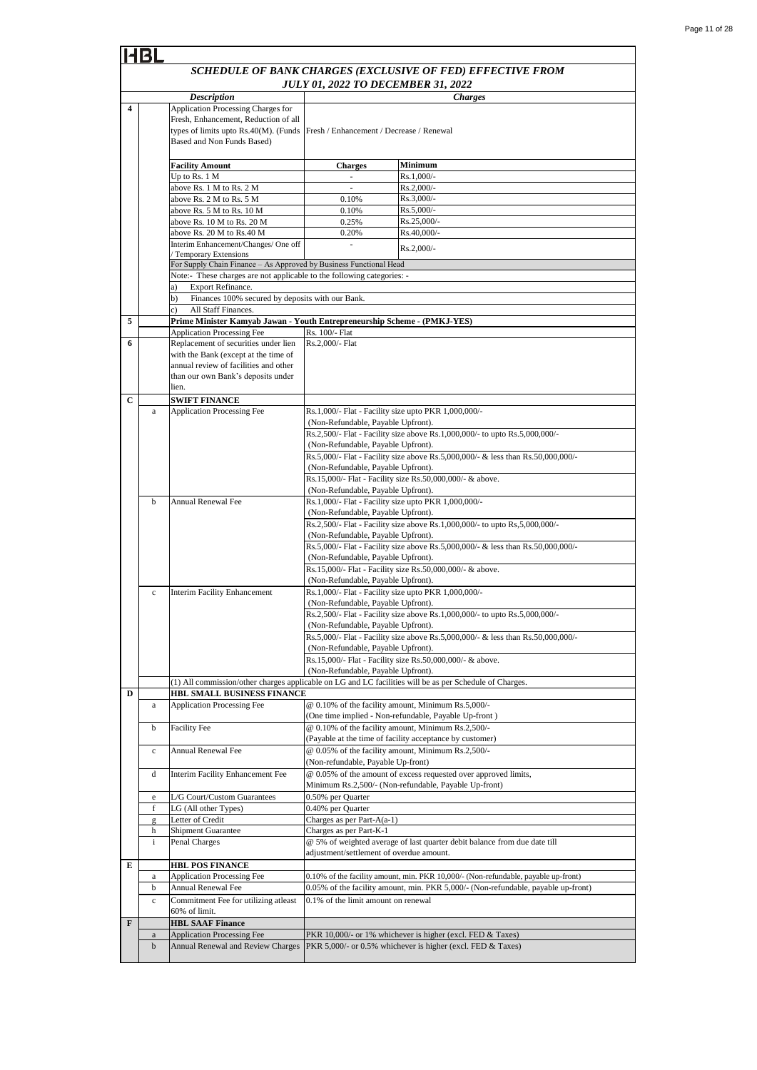HBL

## SCHEDULE OF BANK CHARGES (EXCLUSIVE OF FED) EFFECTIVE FROM JULY 01, 2022 TO DECEMBER 31, 2022

| | | Description | Charges | |
|---|---|---|---|---|
| 4 | | Application Processing Charges for Fresh, Enhancement, Reduction of all types of limits upto Rs.40(M). (Funds Based and Non Funds Based) | Fresh / Enhancement / Decrease / Renewal | |
| | | **Facility Amount** | **Charges** | **Minimum** |
| | | Up to Rs. 1 M | - | Rs.1,000/- |
| | | above Rs. 1 M to Rs. 2 M | - | Rs.2,000/- |
| | | above Rs. 2 M to Rs. 5 M | 0.10% | Rs.3,000/- |
| | | above Rs. 5 M to Rs. 10 M | 0.10% | Rs.5,000/- |
| | | above Rs. 10 M to Rs. 20 M | 0.25% | Rs.25,000/- |
| | | above Rs. 20 M to Rs.40 M | 0.20% | Rs.40,000/- |
| | | Interim Enhancement/Changes/ One off / Temporary Extensions | - | Rs.2,000/- |
| | | For Supply Chain Finance – As Approved by Business Functional Head | | |
| | | Note:- These charges are not applicable to the following categories: - | | |
| | | a) Export Refinance. | | |
| | | b) Finances 100% secured by deposits with our Bank. | | |
| | | c) All Staff Finances. | | |
| 5 | | **Prime Minister Kamyab Jawan - Youth Entrepreneurship Scheme - (PMKJ-YES)** | | |
| | | Application Processing Fee | Rs. 100/- Flat | |
| 6 | | Replacement of securities under lien with the Bank (except at the time of annual review of facilities and other than our own Bank's deposits under lien. | Rs.2,000/- Flat | |
| C | | **SWIFT FINANCE** | | |
| | a | Application Processing Fee | Rs.1,000/- Flat - Facility size upto PKR 1,000,000/- (Non-Refundable, Payable Upfront).<br>Rs.2,500/- Flat - Facility size above Rs.1,000,000/- to upto Rs.5,000,000/- (Non-Refundable, Payable Upfront).<br>Rs.5,000/- Flat - Facility size above Rs.5,000,000/- & less than Rs.50,000,000/- (Non-Refundable, Payable Upfront).<br>Rs.15,000/- Flat - Facility size Rs.50,000,000/- & above. (Non-Refundable, Payable Upfront). | |
| | b | Annual Renewal Fee | Rs.1,000/- Flat - Facility size upto PKR 1,000,000/- (Non-Refundable, Payable Upfront).<br>Rs.2,500/- Flat - Facility size above Rs.1,000,000/- to upto Rs,5,000,000/- (Non-Refundable, Payable Upfront).<br>Rs.5,000/- Flat - Facility size above Rs.5,000,000/- & less than Rs.50,000,000/- (Non-Refundable, Payable Upfront).<br>Rs.15,000/- Flat - Facility size Rs.50,000,000/- & above. (Non-Refundable, Payable Upfront). | |
| | c | Interim Facility Enhancement | Rs.1,000/- Flat - Facility size upto PKR 1,000,000/- (Non-Refundable, Payable Upfront).<br>Rs.2,500/- Flat - Facility size above Rs.1,000,000/- to upto Rs.5,000,000/- (Non-Refundable, Payable Upfront).<br>Rs.5,000/- Flat - Facility size above Rs.5,000,000/- & less than Rs.50,000,000/- (Non-Refundable, Payable Upfront).<br>Rs.15,000/- Flat - Facility size Rs.50,000,000/- & above. (Non-Refundable, Payable Upfront). | |
| | | (1) All commission/other charges applicable on LG and LC facilities will be as per Schedule of Charges. | | |
| D | | **HBL SMALL BUSINESS FINANCE** | | |
| | a | Application Processing Fee | @ 0.10% of the facility amount, Minimum Rs.5,000/- (One time implied - Non-refundable, Payable Up-front ) | |
| | b | Facility Fee | @ 0.10% of the facility amount, Minimum Rs.2,500/- (Payable at the time of facility acceptance by customer) | |
| | c | Annual Renewal Fee | @ 0.05% of the facility amount, Minimum Rs.2,500/- (Non-refundable, Payable Up-front) | |
| | d | Interim Facility Enhancement Fee | @ 0.05% of the amount of excess requested over approved limits, Minimum Rs.2,500/- (Non-refundable, Payable Up-front) | |
| | e | L/G Court/Custom Guarantees | 0.50% per Quarter | |
| | f | LG (All other Types) | 0.40% per Quarter | |
| | g | Letter of Credit | Charges as per Part-A(a-1) | |
| | h | Shipment Guarantee | Charges as per Part-K-1 | |
| | i | Penal Charges | @ 5% of weighted average of last quarter debit balance from due date till adjustment/settlement of overdue amount. | |
| E | | **HBL POS FINANCE** | | |
| | a | Application Processing Fee | 0.10% of the facility amount, min. PKR 10,000/- (Non-refundable, payable up-front) | |
| | b | Annual Renewal Fee | 0.05% of the facility amount, min. PKR 5,000/- (Non-refundable, payable up-front) | |
| | c | Commitment Fee for utilizing atleast 60% of limit. | 0.1% of the limit amount on renewal | |
| F | | **HBL SAAF Finance** | | |
| | a | Application Processing Fee | PKR 10,000/- or 1% whichever is higher (excl. FED & Taxes) | |
| | b | Annual Renewal and Review Charges | PKR 5,000/- or 0.5% whichever is higher (excl. FED & Taxes) | |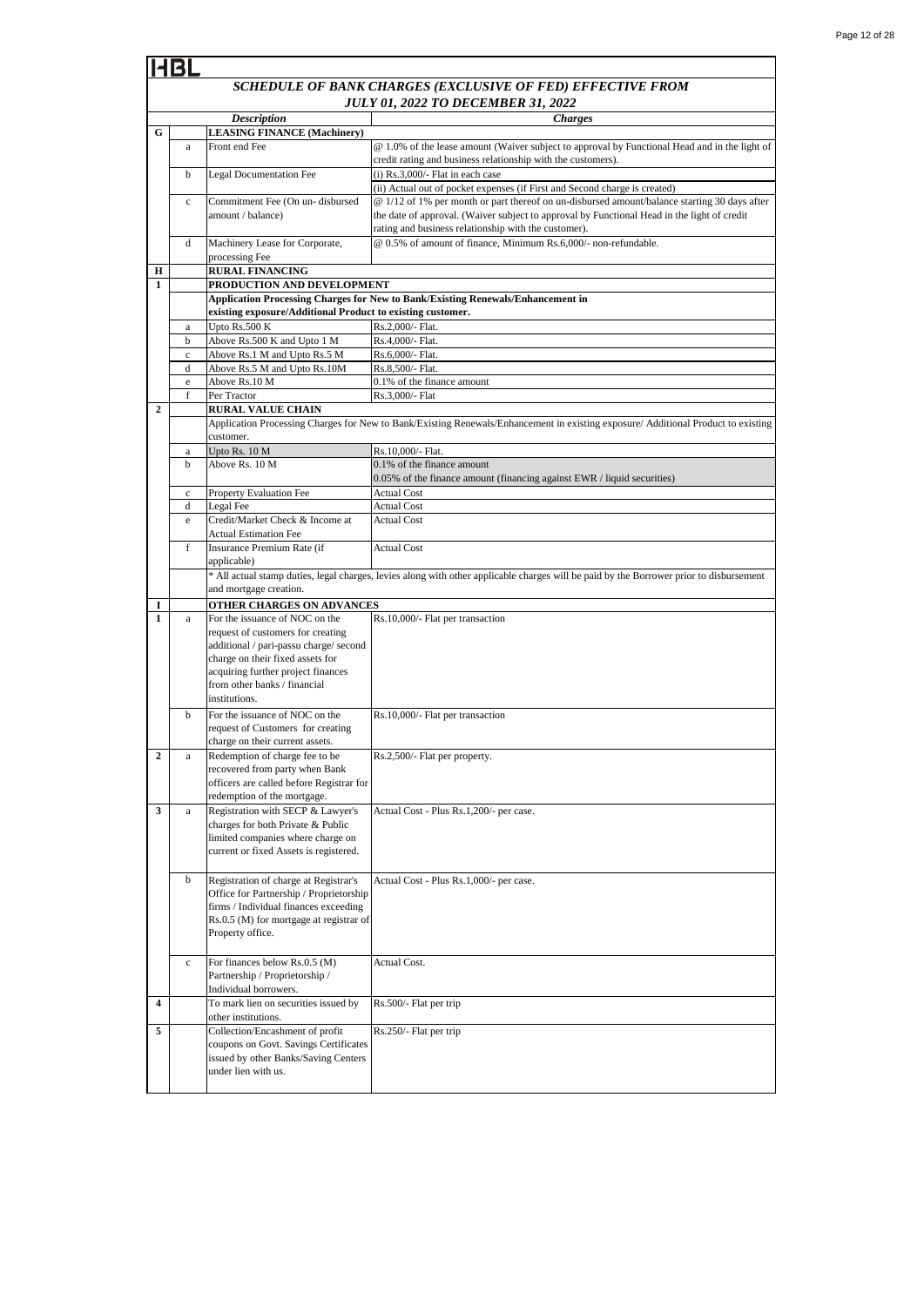HBL

## SCHEDULE OF BANK CHARGES (EXCLUSIVE OF FED) EFFECTIVE FROM JULY 01, 2022 TO DECEMBER 31, 2022

| | | *Description* | *Charges* |
|---|---|---|---|
| **G** | | **LEASING FINANCE (Machinery)** | |
| | a | Front end Fee | @ 1.0% of the lease amount (Waiver subject to approval by Functional Head and in the light of credit rating and business relationship with the customers). |
| | b | Legal Documentation Fee | (i) Rs.3,000/- Flat in each case<br>(ii) Actual out of pocket expenses (if First and Second charge is created) |
| | c | Commitment Fee (On un- disbursed amount / balance) | @ 1/12 of 1% per month or part thereof on un-disbursed amount/balance starting 30 days after the date of approval. (Waiver subject to approval by Functional Head in the light of credit rating and business relationship with the customer). |
| | d | Machinery Lease for Corporate, processing Fee | @ 0.5% of amount of finance, Minimum Rs.6,000/- non-refundable. |
| **H** | | **RURAL FINANCING** | |
| **1** | | **PRODUCTION AND DEVELOPMENT** | |
| | | **Application Processing Charges for New to Bank/Existing Renewals/Enhancement in existing exposure/Additional Product to existing customer.** | |
| | a | Upto Rs.500 K | Rs.2,000/- Flat. |
| | b | Above Rs.500 K and Upto 1 M | Rs.4,000/- Flat. |
| | c | Above Rs.1 M and Upto Rs.5 M | Rs.6,000/- Flat. |
| | d | Above Rs.5 M and Upto Rs.10M | Rs.8,500/- Flat. |
| | e | Above Rs.10 M | 0.1% of the finance amount |
| | f | Per Tractor | Rs.3,000/- Flat |
| **2** | | **RURAL VALUE CHAIN** | |
| | | Application Processing Charges for New to Bank/Existing Renewals/Enhancement in existing exposure/ Additional Product to existing customer. | |
| | a | Upto Rs. 10 M | Rs.10,000/- Flat. |
| | b | Above Rs. 10 M | 0.1% of the finance amount<br>0.05% of the finance amount (financing against EWR / liquid securities) |
| | c | Property Evaluation Fee | Actual Cost |
| | d | Legal Fee | Actual Cost |
| | e | Credit/Market Check & Income at Actual Estimation Fee | Actual Cost |
| | f | Insurance Premium Rate (if applicable) | Actual Cost |
| | | * All actual stamp duties, legal charges, levies along with other applicable charges will be paid by the Borrower prior to disbursement and mortgage creation. | |
| **I** | | **OTHER CHARGES ON ADVANCES** | |
| **1** | a | For the issuance of NOC on the request of customers for creating additional / pari-passu charge/ second charge on their fixed assets for acquiring further project finances from other banks / financial institutions. | Rs.10,000/- Flat per transaction |
| | b | For the issuance of NOC on the request of Customers for creating charge on their current assets. | Rs.10,000/- Flat per transaction |
| **2** | a | Redemption of charge fee to be recovered from party when Bank officers are called before Registrar for redemption of the mortgage. | Rs.2,500/- Flat per property. |
| **3** | a | Registration with SECP & Lawyer's charges for both Private & Public limited companies where charge on current or fixed Assets is registered. | Actual Cost - Plus Rs.1,200/- per case. |
| | b | Registration of charge at Registrar's Office for Partnership / Proprietorship firms / Individual finances exceeding Rs.0.5 (M) for mortgage at registrar of Property office. | Actual Cost - Plus Rs.1,000/- per case. |
| | c | For finances below Rs.0.5 (M) Partnership / Proprietorship / Individual borrowers. | Actual Cost. |
| **4** | | To mark lien on securities issued by other institutions. | Rs.500/- Flat per trip |
| **5** | | Collection/Encashment of profit coupons on Govt. Savings Certificates issued by other Banks/Saving Centers under lien with us. | Rs.250/- Flat per trip |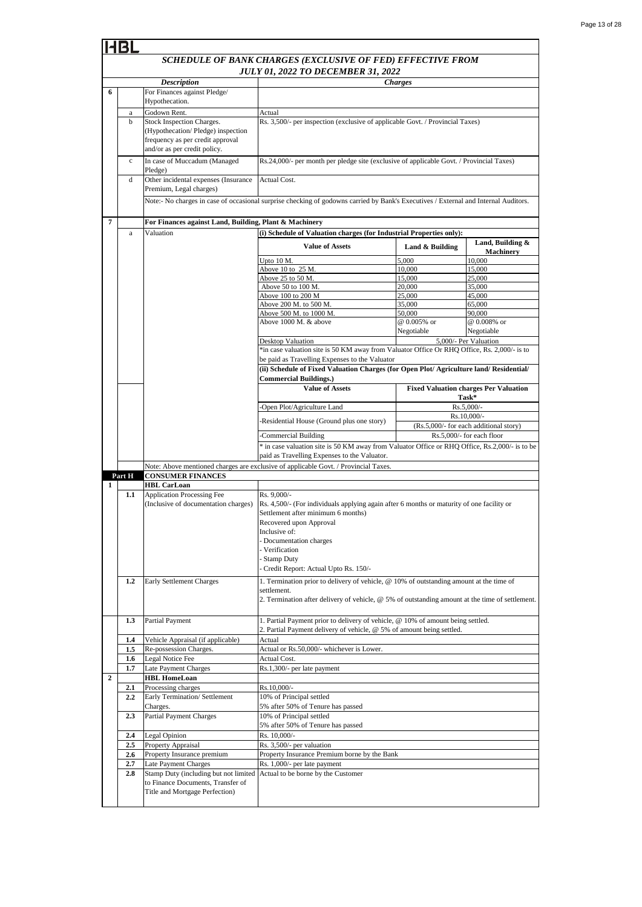HBL

## SCHEDULE OF BANK CHARGES (EXCLUSIVE OF FED) EFFECTIVE FROM JULY 01, 2022 TO DECEMBER 31, 2022

| | | Description | Charges | | |
|---|---|---|---|---|---|
| 6 | | For Finances against Pledge/ Hypothecation. | | | |
| | a | Godown Rent. | Actual | | |
| | b | Stock Inspection Charges. (Hypothecation/ Pledge) inspection frequency as per credit approval and/or as per credit policy. | Rs. 3,500/- per inspection (exclusive of applicable Govt. / Provincial Taxes) | | |
| | c | In case of Muccadum (Managed Pledge) | Rs.24,000/- per month per pledge site (exclusive of applicable Govt. / Provincial Taxes) | | |
| | d | Other incidental expenses (Insurance Premium, Legal charges) | Actual Cost. | | |
| | | Note:- No charges in case of occasional surprise checking of godowns carried by Bank's Executives / External and Internal Auditors. | | | |
| 7 | | For Finances against Land, Building, Plant & Machinery | | | |
| | a | Valuation | (i) Schedule of Valuation charges (for Industrial Properties only): | | |
| | | | Value of Assets | Land & Building | Land, Building & Machinery |
| | | | Upto 10 M. | 5,000 | 10,000 |
| | | | Above 10 to 25 M. | 10,000 | 15,000 |
| | | | Above 25 to 50 M. | 15,000 | 25,000 |
| | | | Above 50 to 100 M. | 20,000 | 35,000 |
| | | | Above 100 to 200 M | 25,000 | 45,000 |
| | | | Above 200 M. to 500 M. | 35,000 | 65,000 |
| | | | Above 500 M. to 1000 M. | 50,000 | 90,000 |
| | | | Above 1000 M. & above | @ 0.005% or Negotiable | @ 0.008% or Negotiable |
| | | | Desktop Valuation | 5,000/- Per Valuation | |
| | | | *in case valuation site is 50 KM away from Valuator Office Or RHQ Office, Rs. 2,000/- is to be paid as Travelling Expenses to the Valuator | | |
| | | | (ii) Schedule of Fixed Valuation Charges (for Open Plot/ Agriculture land/ Residential/ Commercial Buildings.) | | |
| | | | Value of Assets | Fixed Valuation charges Per Valuation Task* | |
| | | | -Open Plot/Agriculture Land | Rs.5,000/- | |
| | | | -Residential House (Ground plus one story) | Rs.10,000/- (Rs.5,000/- for each additional story) | |
| | | | -Commercial Building | Rs.5,000/- for each floor | |
| | | | * in case valuation site is 50 KM away from Valuator Office or RHQ Office, Rs.2,000/- is to be paid as Travelling Expenses to the Valuator. | | |
| | | Note: Above mentioned charges are exclusive of applicable Govt. / Provincial Taxes. | | | |
| Part H | | CONSUMER FINANCES | | | |
| 1 | | HBL CarLoan | | | |
| | 1.1 | Application Processing Fee (Inclusive of documentation charges) | Rs. 9,000/-<br>Rs. 4,500/- (For individuals applying again after 6 months or maturity of one facility or Settlement after minimum 6 months)<br>Recovered upon Approval<br>Inclusive of:<br>- Documentation charges<br>- Verification<br>- Stamp Duty<br>- Credit Report: Actual Upto Rs. 150/- | | |
| | 1.2 | Early Settlement Charges | 1. Termination prior to delivery of vehicle, @ 10% of outstanding amount at the time of settlement.<br>2. Termination after delivery of vehicle, @ 5% of outstanding amount at the time of settlement. | | |
| | 1.3 | Partial Payment | 1. Partial Payment prior to delivery of vehicle, @ 10% of amount being settled.<br>2. Partial Payment delivery of vehicle, @ 5% of amount being settled. | | |
| | 1.4 | Vehicle Appraisal (if applicable) | Actual | | |
| | 1.5 | Re-possession Charges. | Actual or Rs.50,000/- whichever is Lower. | | |
| | 1.6 | Legal Notice Fee | Actual Cost. | | |
| | 1.7 | Late Payment Charges | Rs.1,300/- per late payment | | |
| 2 | | HBL HomeLoan | | | |
| | 2.1 | Processing charges | Rs.10,000/- | | |
| | 2.2 | Early Termination/ Settlement Charges. | 10% of Principal settled<br>5% after 50% of Tenure has passed | | |
| | 2.3 | Partial Payment Charges | 10% of Principal settled<br>5% after 50% of Tenure has passed | | |
| | 2.4 | Legal Opinion | Rs. 10,000/- | | |
| | 2.5 | Property Appraisal | Rs. 3,500/- per valuation | | |
| | 2.6 | Property Insurance premium | Property Insurance Premium borne by the Bank | | |
| | 2.7 | Late Payment Charges | Rs. 1,000/- per late payment | | |
| | 2.8 | Stamp Duty (including but not limited to Finance Documents, Transfer of Title and Mortgage Perfection) | Actual to be borne by the Customer | | |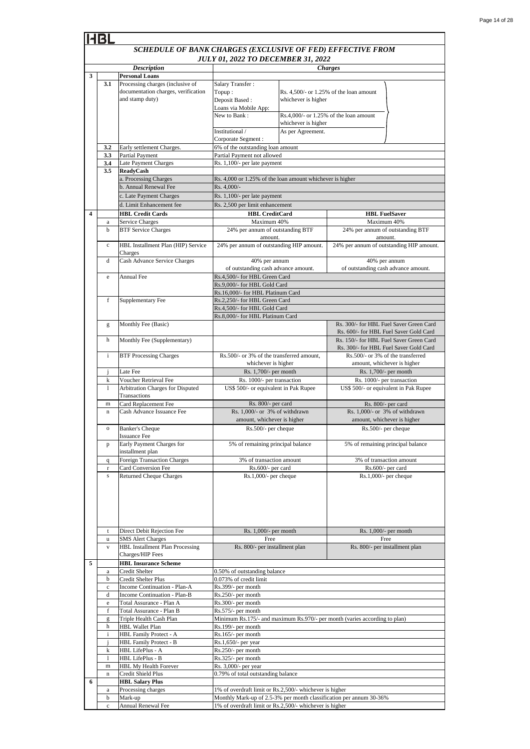HBL

## SCHEDULE OF BANK CHARGES (EXCLUSIVE OF FED) EFFECTIVE FROM JULY 01, 2022 TO DECEMBER 31, 2022

| | | Description | Charges | | |
|---|---|---|---|---|---|
| **3** | | **Personal Loans** | | | |
| | 3.1 | Processing charges (inclusive of documentation charges, verification and stamp duty) | Salary Transfer : Topup : Deposit Based : | Rs. 4,500/- or 1.25% of the loan amount whichever is higher | |
| | | | Loans via Mobile App: New to Bank : | Rs.4,000/- or 1.25% of the loan amount whichever is higher | |
| | | | Institutional / Corporate Segment : | As per Agreement. | |
| | 3.2 | Early settlement Charges. | 6% of the outstanding loan amount | | |
| | 3.3 | Partial Payment | Partial Payment not allowed | | |
| | 3.4 | Late Payment Charges | Rs. 1,100/- per late payment | | |
| | 3.5 | **ReadyCash** | | | |
| | | a. Processing Charges | Rs. 4,000 or 1.25% of the loan amount whichever is higher | | |
| | | b. Annual Renewal Fee | Rs. 4,000/- | | |
| | | c. Late Payment Charges | Rs. 1,100/- per late payment | | |
| | | d. Limit Enhancement fee | Rs. 2,500 per limit enhancement | | |
| **4** | | **HBL Credit Cards** | **HBL CreditCard** | | **HBL FuelSaver** |
| | a | Service Charges | Maximum 40% | | Maximum 40% |
| | b | BTF Service Charges | 24% per annum of outstanding BTF amount. | | 24% per annum of outstanding BTF amount. |
| | c | HBL Installment Plan (HIP) Service Charges | 24% per annum of outstanding HIP amount. | | 24% per annum of outstanding HIP amount. |
| | d | Cash Advance Service Charges | 40% per annum of outstanding cash advance amount. | | 40% per annum of outstanding cash advance amount. |
| | e | Annual Fee | Rs.4,500/- for HBL Green Card<br>Rs.9,000/- for HBL Gold Card<br>Rs.16,000/- for HBL Platinum Card | | |
| | f | Supplementary Fee | Rs.2,250/- for HBL Green Card<br>Rs.4,500/- for HBL Gold Card<br>Rs.8,000/- for HBL Platinum Card | | |
| | g | Monthly Fee (Basic) | | | Rs. 300/- for HBL Fuel Saver Green Card<br>Rs. 600/- for HBL Fuel Saver Gold Card |
| | h | Monthly Fee (Supplementary) | | | Rs. 150/- for HBL Fuel Saver Green Card<br>Rs. 300/- for HBL Fuel Saver Gold Card |
| | i | BTF Processing Charges | Rs.500/- or 3% of the transferred amount, whichever is higher | | Rs.500/- or 3% of the transferred amount, whichever is higher |
| | j | Late Fee | Rs. 1,700/- per month | | Rs. 1,700/- per month |
| | k | Voucher Retrieval Fee | Rs. 1000/- per transaction | | Rs. 1000/- per transaction |
| | l | Arbitration Charges for Disputed Transactions | US$ 500/- or equivalent in Pak Rupee | | US$ 500/- or equivalent in Pak Rupee |
| | m | Card Replacement Fee | Rs. 800/- per card | | Rs. 800/- per card |
| | n | Cash Advance Issuance Fee | Rs. 1,000/- or 3% of withdrawn amount, whichever is higher | | Rs. 1,000/- or 3% of withdrawn amount, whichever is higher |
| | o | Banker's Cheque Issuance Fee | Rs.500/- per cheque | | Rs.500/- per cheque |
| | p | Early Payment Charges for installment plan | 5% of remaining principal balance | | 5% of remaining principal balance |
| | q | Foreign Transaction Charges | 3% of transaction amount | | 3% of transaction amount |
| | r | Card Conversion Fee | Rs.600/- per card | | Rs.600/- per card |
| | s | Returned Cheque Charges | Rs.1,000/- per cheque | | Rs.1,000/- per cheque |
| | t | Direct Debit Rejection Fee | Rs. 1,000/- per month | | Rs. 1,000/- per month |
| | u | SMS Alert Charges | Free | | Free |
| | v | HBL Installment Plan Processing Charges/HIP Fees | Rs. 800/- per installment plan | | Rs. 800/- per installment plan |
| **5** | | **HBL Insurance Scheme** | | | |
| | a | Credit Shelter | 0.50% of outstanding balance | | |
| | b | Credit Shelter Plus | 0.073% of credit limit | | |
| | c | Income Continuation - Plan-A | Rs.399/- per month | | |
| | d | Income Continuation - Plan-B | Rs.250/- per month | | |
| | e | Total Assurance - Plan A | Rs.300/- per month | | |
| | f | Total Assurance - Plan B | Rs.575/- per month | | |
| | g | Triple Health Cash Plan | Minimum Rs.175/- and maximum Rs.970/- per month (varies according to plan) | | |
| | h | HBL Wallet Plan | Rs.199/- per month | | |
| | i | HBL Family Protect - A | Rs.165/- per month | | |
| | j | HBL Family Protect - B | Rs.1,650/- per year | | |
| | k | HBL LifePlus - A | Rs.250/- per month | | |
| | l | HBL LifePlus - B | Rs.325/- per month | | |
| | m | HBL My Health Forever | Rs. 3,000/- per year | | |
| | n | Credit Shield Plus | 0.79% of total outstanding balance | | |
| **6** | | **HBL Salary Plus** | | | |
| | a | Processing charges | 1% of overdraft limit or Rs.2,500/- whichever is higher | | |
| | b | Mark-up | Monthly Mark-up of 2.5-3% per month classification per annum 30-36% | | |
| | c | Annual Renewal Fee | 1% of overdraft limit or Rs.2,500/- whichever is higher | | |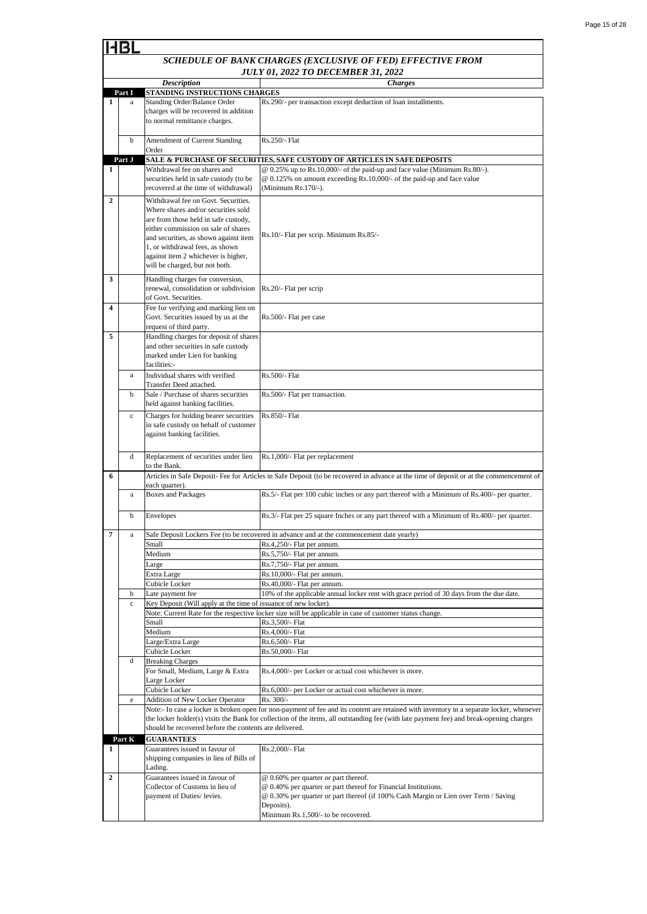HBL

## SCHEDULE OF BANK CHARGES (EXCLUSIVE OF FED) EFFECTIVE FROM JULY 01, 2022 TO DECEMBER 31, 2022

| | | Description | Charges |
|---|---|---|---|
| **Part I** | | **STANDING INSTRUCTIONS CHARGES** | |
| 1 | a | Standing Order/Balance Order charges will be recovered in addition to normal remittance charges. | Rs.290/- per transaction except deduction of loan installments. |
| | b | Amendment of Current Standing Order | Rs.250/- Flat |
| **Part J** | | **SALE & PURCHASE OF SECURITIES, SAFE CUSTODY OF ARTICLES IN SAFE DEPOSITS** | |
| 1 | | Withdrawal fee on shares and securities held in safe custody (to be recovered at the time of withdrawal) | @ 0.25% up to Rs.10,000/- of the paid-up and face value (Minimum Rs.80/-). @ 0.125% on amount exceeding Rs.10,000/- of the paid-up and face value (Minimum Rs.170/-). |
| 2 | | Withdrawal fee on Govt. Securities. Where shares and/or securities sold are from those held in safe custody, either commission on sale of shares and securities, as shown against item 1, or withdrawal fees, as shown against item 2 whichever is higher, will be charged, but not both. | Rs.10/- Flat per scrip. Minimum Rs.85/- |
| 3 | | Handling charges for conversion, renewal, consolidation or subdivision of Govt. Securities. | Rs.20/- Flat per scrip |
| 4 | | Fee for verifying and marking lien on Govt. Securities issued by us at the request of third party. | Rs.500/- Flat per case |
| 5 | | Handling charges for deposit of shares and other securities in safe custody marked under Lien for banking facilities:- | |
| | a | Individual shares with verified Transfer Deed attached. | Rs.500/- Flat |
| | b | Sale / Purchase of shares securities held against banking facilities. | Rs.500/- Flat per transaction. |
| | c | Charges for holding bearer securities in safe custody on behalf of customer against banking facilities. | Rs.850/- Flat |
| | d | Replacement of securities under lien to the Bank. | Rs.1,000/- Flat per replacement |
| 6 | | Articles in Safe Deposit- Fee for Articles in Safe Deposit (to be recovered in advance at the time of deposit or at the commencement of each quarter). | |
| | a | Boxes and Packages | Rs.5/- Flat per 100 cubic inches or any part thereof with a Minimum of Rs.400/- per quarter. |
| | b | Envelopes | Rs.3/- Flat per 25 square Inches or any part thereof with a Minimum of Rs.400/- per quarter. |
| 7 | a | Safe Deposit Lockers Fee (to be recovered in advance and at the commencement date yearly) | |
| | | Small | Rs.4,250/- Flat per annum. |
| | | Medium | Rs.5,750/- Flat per annum. |
| | | Large | Rs.7,750/- Flat per annum. |
| | | Extra Large | Rs.10,000/- Flat per annum. |
| | | Cubicle Locker | Rs.40,000/- Flat per annum. |
| | b | Late payment fee | 10% of the applicable annual locker rent with grace period of 30 days from the due date. |
| | c | Key Deposit (Will apply at the time of issuance of new locker). | |
| | | Note: Current Rate for the respective locker size will be applicable in case of customer status change. | |
| | | Small | Rs.3,500/- Flat |
| | | Medium | Rs.4,000/- Flat |
| | | Large/Extra Large | Rs.6,500/- Flat |
| | | Cubicle Locker | Rs.50,000/- Flat |
| | d | Breaking Charges | |
| | | For Small, Medium, Large & Extra Large Locker | Rs.4,000/- per Locker or actual cost whichever is more. |
| | | Cubicle Locker | Rs.6,000/- per Locker or actual cost whichever is more. |
| | e | Addition of New Locker Operator | Rs. 300/- |
| | | Note:- In case a locker is broken open for non-payment of fee and its content are retained with inventory in a separate locker, whenever the locker holder(s) visits the Bank for collection of the items, all outstanding fee (with late payment fee) and break-opening charges should be recovered before the contents are delivered. | |
| **Part K** | | **GUARANTEES** | |
| 1 | | Guarantees issued in favour of shipping companies in lieu of Bills of Lading. | Rs.2,000/- Flat |
| 2 | | Guarantees issued in favour of Collector of Customs in lieu of payment of Duties/ levies. | @ 0.60% per quarter or part thereof. @ 0.40% per quarter or part thereof for Financial Institutions. @ 0.30% per quarter or part thereof (if 100% Cash Margin or Lien over Term / Saving Deposits). Minimum Rs.1,500/- to be recovered. |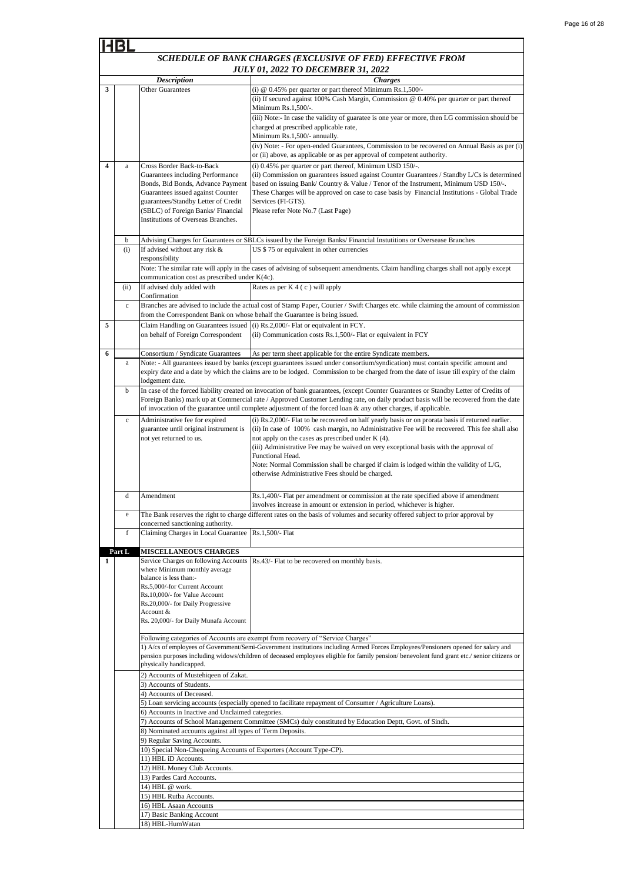HBL

## SCHEDULE OF BANK CHARGES (EXCLUSIVE OF FED) EFFECTIVE FROM JULY 01, 2022 TO DECEMBER 31, 2022

| | | Description | Charges |
|---|---|---|---|
| 3 | | Other Guarantees | (i) @ 0.45% per quarter or part thereof Minimum Rs.1,500/- |
| | | | (ii) If secured against 100% Cash Margin, Commission @ 0.40% per quarter or part thereof Minimum Rs.1,500/-. |
| | | | (iii) Note:- In case the validity of guaratee is one year or more, then LG commission should be charged at prescribed applicable rate, Minimum Rs.1,500/- annually. |
| | | | (iv) Note: - For open-ended Guarantees, Commission to be recovered on Annual Basis as per (i) or (ii) above, as applicable or as per approval of competent authority. |
| 4 | a | Cross Border Back-to-Back Guarantees including Performance Bonds, Bid Bonds, Advance Payment Guarantees issued against Counter guarantees/Standby Letter of Credit (SBLC) of Foreign Banks/ Financial Institutions of Overseas Branches. | (i) 0.45% per quarter or part thereof, Minimum USD 150/-. (ii) Commission on guarantees issued against Counter Guarantees / Standby L/Cs is determined based on issuing Bank/ Country & Value / Tenor of the Instrument, Minimum USD 150/-. These Charges will be approved on case to case basis by Financial Institutions - Global Trade Services (FI-GTS). Please refer Note No.7 (Last Page) |
| | b | Advising Charges for Guarantees or SBLCs issued by the Foreign Banks/ Financial Instutitions or Oversease Branches | |
| | (i) | If advised without any risk & responsibility | US $ 75 or equivalent in other currencies |
| | | Note: The similar rate will apply in the cases of advising of subsequent amendments. Claim handling charges shall not apply except communication cost as prescribed under K(4c). | |
| | (ii) | If advised duly added with Confirmation | Rates as per K 4 ( c ) will apply |
| | c | Branches are advised to include the actual cost of Stamp Paper, Courier / Swift Charges etc. while claiming the amount of commission from the Correspondent Bank on whose behalf the Guarantee is being issued. | |
| 5 | | Claim Handling on Guarantees issued on behalf of Foreign Correspondent | (i) Rs.2,000/- Flat or equivalent in FCY. (ii) Communication costs Rs.1,500/- Flat or equivalent in FCY |
| 6 | | Consortium / Syndicate Guarantees | As per term sheet applicable for the entire Syndicate members. |
| | a | Note: - All guarantees issued by banks (except guarantees issued under consortium/syndication) must contain specific amount and expiry date and a date by which the claims are to be lodged. Commission to be charged from the date of issue till expiry of the claim lodgement date. | |
| | b | In case of the forced liability created on invocation of bank guarantees, (except Counter Guarantees or Standby Letter of Credits of Foreign Banks) mark up at Commercial rate / Approved Customer Lending rate, on daily product basis will be recovered from the date of invocation of the guarantee until complete adjustment of the forced loan & any other charges, if applicable. | |
| | c | Administrative fee for expired guarantee until original instrument is not yet returned to us. | (i) Rs.2,000/- Flat to be recovered on half yearly basis or on prorata basis if returned earlier. (ii) In case of 100% cash margin, no Administrative Fee will be recovered. This fee shall also not apply on the cases as prescribed under K (4). (iii) Administrative Fee may be waived on very exceptional basis with the approval of Functional Head. Note: Normal Commission shall be charged if claim is lodged within the validity of L/G, otherwise Administrative Fees should be charged. |
| | d | Amendment | Rs.1,400/- Flat per amendment or commission at the rate specified above if amendment involves increase in amount or extension in period, whichever is higher. |
| | e | The Bank reserves the right to charge different rates on the basis of volumes and security offered subject to prior approval by concerned sanctioning authority. | |
| | f | Claiming Charges in Local Guarantee | Rs.1,500/- Flat |
| Part L | | **MISCELLANEOUS CHARGES** | |
| 1 | | Service Charges on following Accounts where Minimum monthly average balance is less than:- Rs.5,000/-for Current Account Rs.10,000/- for Value Account Rs.20,000/- for Daily Progressive Account & Rs. 20,000/- for Daily Munafa Account | Rs.43/- Flat to be recovered on monthly basis. |
| | | Following categories of Accounts are exempt from recovery of "Service Charges" | |
| | | 1) A/cs of employees of Government/Semi-Government institutions including Armed Forces Employees/Pensioners opened for salary and pension purposes including widows/children of deceased employees eligible for family pension/ benevolent fund grant etc./ senior citizens or physically handicapped. | |
| | | 2) Accounts of Mustehiqeen of Zakat. | |
| | | 3) Accounts of Students. | |
| | | 4) Accounts of Deceased. | |
| | | 5) Loan servicing accounts (especially opened to facilitate repayment of Consumer / Agriculture Loans). | |
| | | 6) Accounts in Inactive and Unclaimed categories. | |
| | | 7) Accounts of School Management Committee (SMCs) duly constituted by Education Deptt, Govt. of Sindh. | |
| | | 8) Nominated accounts against all types of Term Deposits. | |
| | | 9) Regular Saving Accounts. | |
| | | 10) Special Non-Chequeing Accounts of Exporters (Account Type-CP). | |
| | | 11) HBL iD Accounts. | |
| | | 12) HBL Money Club Accounts. | |
| | | 13) Pardes Card Accounts. | |
| | | 14) HBL @ work. | |
| | | 15) HBL Rutba Accounts. | |
| | | 16) HBL Asaan Accounts | |
| | | 17) Basic Banking Account | |
| | | 18) HBL-HumWatan | |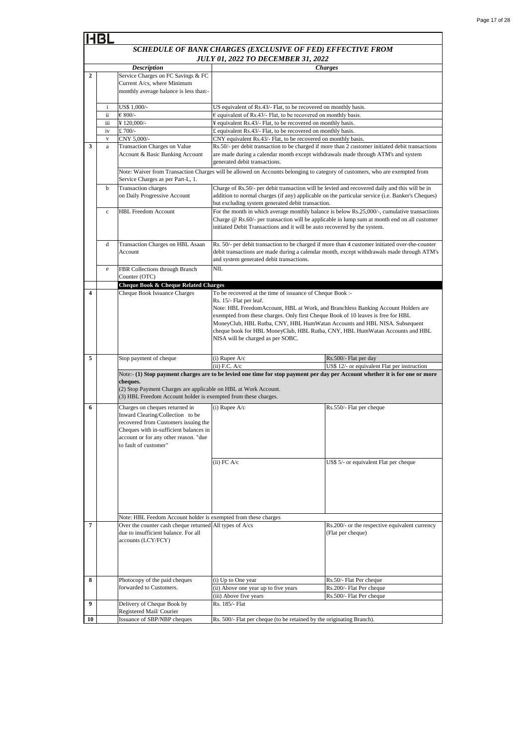HBL

## SCHEDULE OF BANK CHARGES (EXCLUSIVE OF FED) EFFECTIVE FROM JULY 01, 2022 TO DECEMBER 31, 2022

| | | *Description* | *Charges* | |
|---|---|---|---|---|
| 2 | | Service Charges on FC Savings & FC Current A/cs, where Minimum monthly average balance is less than:- | | |
| | i | US$ 1,000/- | US equivalent of Rs.43/- Flat, to be recovered on monthly basis. | |
| | ii | € 800/- | € equivalent of Rs.43/- Flat, to be recovered on monthly basis. | |
| | iii | ¥ 120,000/- | ¥ equivalent Rs.43/- Flat, to be recovered on monthly basis. | |
| | iv | £ 700/- | £ equivalent Rs.43/- Flat, to be recovered on monthly basis. | |
| | v | CNY 5,000/- | CNY equivalent Rs.43/- Flat, to be recovered on monthly basis. | |
| 3 | a | Transaction Charges on Value Account & Basic Banking Account | Rs.50/- per debit transaction to be charged if more than 2 customer initiated debit transactions are made during a calendar month except withdrawals made through ATM's and system generated debit transactions. | |
| | | Note: Waiver from Transaction Charges will be allowed on Accounts belonging to category of customers, who are exempted from Service Charges as per Part-L, 1. | | |
| | b | Transaction charges on Daily Progressive Account | Charge of Rs.50/- per debit transaction will be levied and recovered daily and this will be in addition to normal charges (if any) applicable on the particular service (i.e. Banker's Cheques) but excluding system generated debit transaction. | |
| | c | HBL Freedom Account | For the month in which average monthly balance is below Rs.25,000/-, cumulative transactions Charge @ Rs.60/- per transaction will be applicable in lump sum at month end on all customer initiated Debit Transactions and it will be auto recovered by the system. | |
| | d | Transaction Charges on HBL Asaan Account | Rs. 50/- per debit transaction to be charged if more than 4 customer initiated over-the-counter debit transactions are made during a calendar month, except withdrawals made through ATM's and system generated debit transactions. | |
| | e | FBR Collections through Branch Counter (OTC) | NIL | |
| | | **Cheque Book & Cheque Related Charges** | | |
| 4 | | Cheque Book Issuance Charges | To be recovered at the time of issuance of Cheque Book :-<br>Rs. 15/- Flat per leaf.<br>Note: HBL FreedomAccount, HBL at Work, and Branchless Banking Account Holders are exempted from these charges. Only first Cheque Book of 10 leaves is free for HBL MoneyClub, HBL Rutba, CNY, HBL HumWatan Accounts and HBL NISA. Subsequent cheque book for HBL MoneyClub, HBL Rutba, CNY, HBL HumWatan Accounts and HBL NISA will be charged as per SOBC. | |
| 5 | | Stop payment of cheque | (i) Rupee A/c | Rs.500/- Flat per day |
| | | | (ii) F.C. A/c | US$ 12/- or equivalent Flat per instruction |
| | | Note:- **(1) Stop payment charges are to be levied one time for stop payment per day per Account whether it is for one or more cheques.**<br>(2) Stop Payment Charges are applicable on HBL at Work Account.<br>(3) HBL Freedom Account holder is exempted from these charges. | | |
| 6 | | Charges on cheques returned in Inward Clearing/Collection to be recovered from Customers issuing the Cheques with in-sufficient balances in account or for any other reason. "due to fault of customer" | (i) Rupee A/c | Rs.550/- Flat per cheque |
| | | | (ii) FC A/c | US$ 5/- or equivalent Flat per cheque |
| | | Note: HBL Feedom Account holder is exempted from these charges | | |
| 7 | | Over the counter cash cheque returned due to insufficient balance. For all accounts (LCY/FCY) | All types of A/cs | Rs.200/- or the respective equivalent currency (Flat per cheque) |
| 8 | | Photocopy of the paid cheques forwarded to Customers. | (i) Up to One year | Rs.50/- Flat Per cheque |
| | | | (ii) Above one year up to five years | Rs.200/- Flat Per cheque |
| | | | (iii) Above five years | Rs.500/- Flat Per cheque |
| 9 | | Delivery of Cheque Book by Registered Mail/ Courier | Rs. 185/- Flat | |
| 10 | | Issuance of SBP/NBP cheques | Rs. 500/- Flat per cheque (to be retained by the originating Branch). | |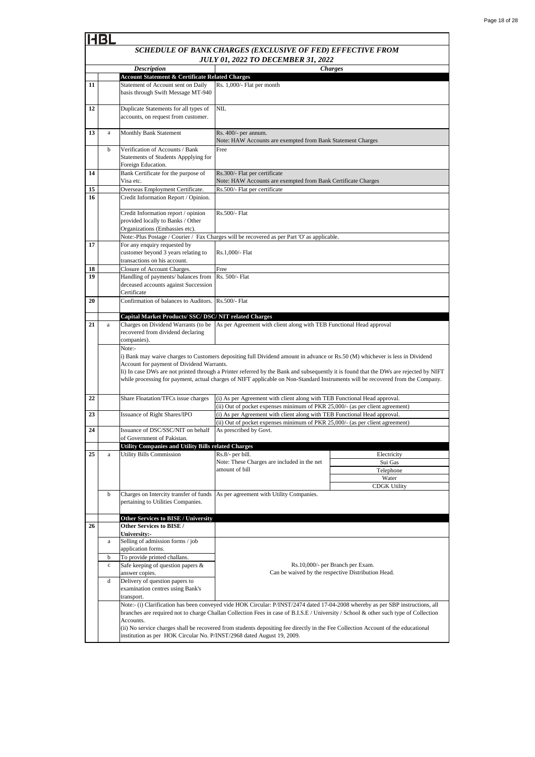HBL

## SCHEDULE OF BANK CHARGES (EXCLUSIVE OF FED) EFFECTIVE FROM JULY 01, 2022 TO DECEMBER 31, 2022

| | | Description | Charges | |
|---|---|---|---|---|
| | | **Account Statement & Certificate Related Charges** | | |
| 11 | | Statement of Account sent on Daily basis through Swift Message MT-940 | Rs. 1,000/- Flat per month | |
| 12 | | Duplicate Statements for all types of accounts, on request from customer. | NIL | |
| 13 | a | Monthly Bank Statement | Rs. 400/- per annum. Note: HAW Accounts are exempted from Bank Statement Charges | |
| | b | Verification of Accounts / Bank Statements of Students Appplying for Foreign Education. | Free | |
| 14 | | Bank Certificate for the purpose of Visa etc. | Rs.300/- Flat per certificate Note: HAW Accounts are exempted from Bank Certificate Charges | |
| 15 | | Overseas Employment Certificate. | Rs.500/- Flat per certificate | |
| 16 | | Credit Information Report / Opinion. | | |
| | | Credit Information report / opinion provided locally to Banks / Other Organizations (Embassies etc). | Rs.500/- Flat | |
| | | Note:-Plus Postage / Courier / Fax Charges will be recovered as per Part 'O' as applicable. | | |
| 17 | | For any enquiry requested by customer beyond 3 years relating to transactions on his account. | Rs.1,000/- Flat | |
| 18 | | Closure of Account Charges. | Free | |
| 19 | | Handling of payments/ balances from deceased accounts against Succession Certificate | Rs. 500/- Flat | |
| 20 | | Confirmation of balances to Auditors. | Rs.500/- Flat | |
| | | **Capital Market Products/ SSC/ DSC/ NIT related Charges** | | |
| 21 | a | Charges on Dividend Warrants (to be recovered from dividend declaring companies). | As per Agreement with client along with TEB Functional Head approval | |
| | | Note:- i) Bank may waive charges to Customers depositing full Dividend amount in advance or Rs.50 (M) whichever is less in Dividend Account for payment of Dividend Warrants. Ii) In case DWs are not printed through a Printer referred by the Bank and subsequently it is found that the DWs are rejected by NIFT while processing for payment, actual charges of NIFT applicable on Non-Standard Instruments will be recovered from the Company. | | |
| 22 | | Share Floatation/TFCs issue charges | (i) As per Agreement with client along with TEB Functional Head approval. (ii) Out of pocket expenses minimum of PKR 25,000/- (as per client agreement) | |
| 23 | | Issuance of Right Shares/IPO | (i) As per Agreement with client along with TEB Functional Head approval. (ii) Out of pocket expenses minimum of PKR 25,000/- (as per client agreement) | |
| 24 | | Issuance of DSC/SSC/NIT on behalf of Government of Pakistan. | As prescribed by Govt. | |
| | | **Utility Companies and Utility Bills related Charges** | | |
| 25 | a | Utility Bills Commission | Rs.8/- per bill. Note: These Charges are included in the net amount of bill | Electricity |
| | | | | Sui Gas |
| | | | | Telephone |
| | | | | Water |
| | | | | CDGK Utility |
| | b | Charges on Intercity transfer of funds pertaining to Utilities Companies. | As per agreement with Utility Companies. | |
| | | **Other Services to BISE / University** | | |
| 26 | | **Other Services to BISE / University:-** | | |
| | a | Selling of admission forms / job application forms. | Rs.10,000/- per Branch per Exam. Can be waived by the respective Distribution Head. | |
| | b | To provide printed challans. | | |
| | c | Safe keeping of question papers & answer copies. | | |
| | d | Delivery of question papers to examination centres using Bank's transport. | | |
| | | Note:- (i) Clarification has been conveyed vide HOK Circular: P/INST/2474 dated 17-04-2008 whereby as per SBP instructions, all branches are required not to charge Challan Collection Fees in case of B.I.S.E / University / School & other such type of Collection Accounts. (ii) No service charges shall be recovered from students depositing fee directly in the Fee Collection Account of the educational institution as per HOK Circular No. P/INST/2968 dated August 19, 2009. | | |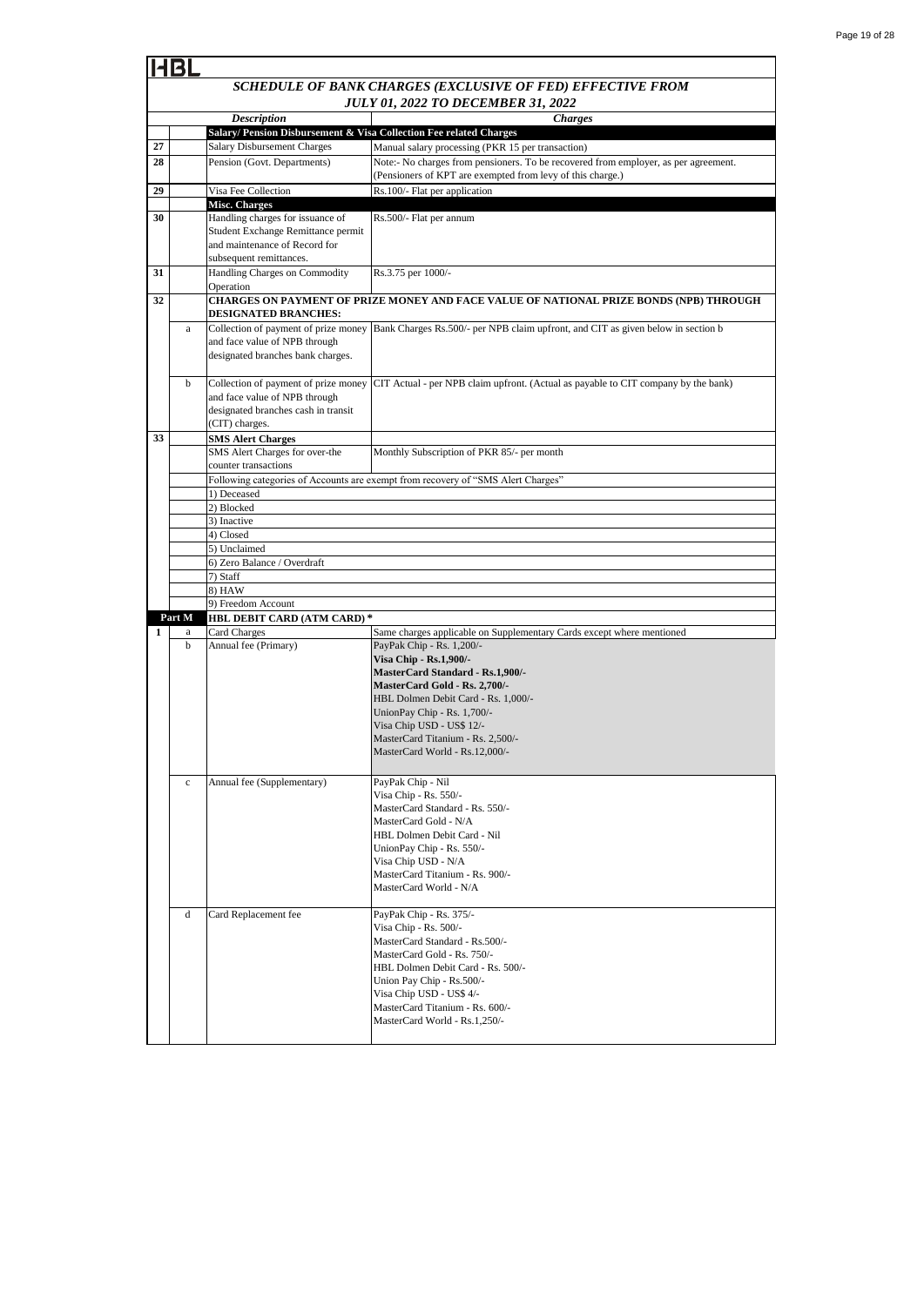HBL

## *SCHEDULE OF BANK CHARGES (EXCLUSIVE OF FED) EFFECTIVE FROM JULY 01, 2022 TO DECEMBER 31, 2022*

| | | *Description* | *Charges* |
|---|---|---|---|
| | | **Salary/ Pension Disbursement & Visa Collection Fee related Charges** | |
| 27 | | Salary Disbursement Charges | Manual salary processing (PKR 15 per transaction) |
| 28 | | Pension (Govt. Departments) | Note:- No charges from pensioners. To be recovered from employer, as per agreement. (Pensioners of KPT are exempted from levy of this charge.) |
| 29 | | Visa Fee Collection | Rs.100/- Flat per application |
| | | **Misc. Charges** | |
| 30 | | Handling charges for issuance of Student Exchange Remittance permit and maintenance of Record for subsequent remittances. | Rs.500/- Flat per annum |
| 31 | | Handling Charges on Commodity Operation | Rs.3.75 per 1000/- |
| 32 | | **CHARGES ON PAYMENT OF PRIZE MONEY AND FACE VALUE OF NATIONAL PRIZE BONDS (NPB) THROUGH DESIGNATED BRANCHES:** | |
| | a | Collection of payment of prize money and face value of NPB through designated branches bank charges. | Bank Charges Rs.500/- per NPB claim upfront, and CIT as given below in section b |
| | b | Collection of payment of prize money and face value of NPB through designated branches cash in transit (CIT) charges. | CIT Actual - per NPB claim upfront. (Actual as payable to CIT company by the bank) |
| 33 | | **SMS Alert Charges** | |
| | | SMS Alert Charges for over-the counter transactions | Monthly Subscription of PKR 85/- per month |
| | | Following categories of Accounts are exempt from recovery of "SMS Alert Charges" | |
| | | 1) Deceased | |
| | | 2) Blocked | |
| | | 3) Inactive | |
| | | 4) Closed | |
| | | 5) Unclaimed | |
| | | 6) Zero Balance / Overdraft | |
| | | 7) Staff | |
| | | 8) HAW | |
| | | 9) Freedom Account | |
| | **Part M** | **HBL DEBIT CARD (ATM CARD) *** | |
| 1 | a | Card Charges | Same charges applicable on Supplementary Cards except where mentioned |
| | b | Annual fee (Primary) | PayPak Chip - Rs. 1,200/-<br>**Visa Chip - Rs.1,900/-**<br>**MasterCard Standard - Rs.1,900/-**<br>**MasterCard Gold - Rs. 2,700/-**<br>HBL Dolmen Debit Card - Rs. 1,000/-<br>UnionPay Chip - Rs. 1,700/-<br>Visa Chip USD - US$ 12/-<br>MasterCard Titanium - Rs. 2,500/-<br>MasterCard World - Rs.12,000/- |
| | c | Annual fee (Supplementary) | PayPak Chip - Nil<br>Visa Chip - Rs. 550/-<br>MasterCard Standard - Rs. 550/-<br>MasterCard Gold - N/A<br>HBL Dolmen Debit Card - Nil<br>UnionPay Chip - Rs. 550/-<br>Visa Chip USD - N/A<br>MasterCard Titanium - Rs. 900/-<br>MasterCard World - N/A |
| | d | Card Replacement fee | PayPak Chip - Rs. 375/-<br>Visa Chip - Rs. 500/-<br>MasterCard Standard - Rs.500/-<br>MasterCard Gold - Rs. 750/-<br>HBL Dolmen Debit Card - Rs. 500/-<br>Union Pay Chip - Rs.500/-<br>Visa Chip USD - US$ 4/-<br>MasterCard Titanium - Rs. 600/-<br>MasterCard World - Rs.1,250/- |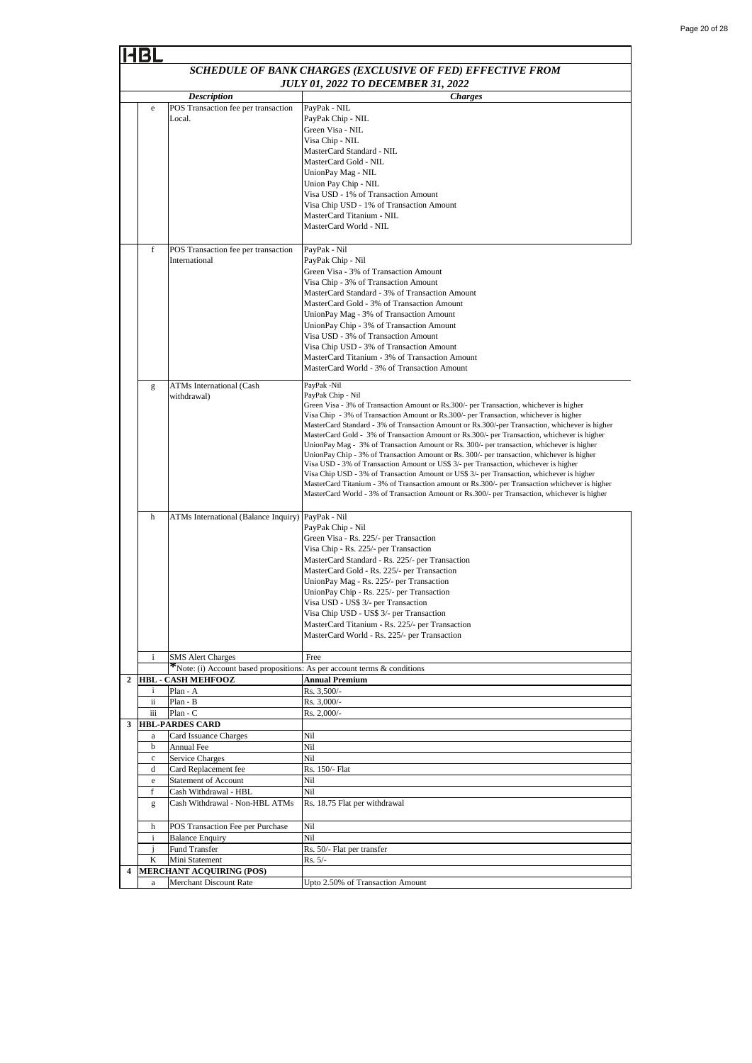HBL

## SCHEDULE OF BANK CHARGES (EXCLUSIVE OF FED) EFFECTIVE FROM JULY 01, 2022 TO DECEMBER 31, 2022

| | | Description | Charges |
|---|---|---|---|
| | e | POS Transaction fee per transaction Local. | PayPak - NIL<br>PayPak Chip - NIL<br>Green Visa - NIL<br>Visa Chip - NIL<br>MasterCard Standard - NIL<br>MasterCard Gold - NIL<br>UnionPay Mag - NIL<br>Union Pay Chip - NIL<br>Visa USD - 1% of Transaction Amount<br>Visa Chip USD - 1% of Transaction Amount<br>MasterCard Titanium - NIL<br>MasterCard World - NIL |
| | f | POS Transaction fee per transaction International | PayPak - Nil<br>PayPak Chip - Nil<br>Green Visa - 3% of Transaction Amount<br>Visa Chip - 3% of Transaction Amount<br>MasterCard Standard - 3% of Transaction Amount<br>MasterCard Gold - 3% of Transaction Amount<br>UnionPay Mag - 3% of Transaction Amount<br>UnionPay Chip - 3% of Transaction Amount<br>Visa USD - 3% of Transaction Amount<br>Visa Chip USD - 3% of Transaction Amount<br>MasterCard Titanium - 3% of Transaction Amount<br>MasterCard World - 3% of Transaction Amount |
| | g | ATMs International (Cash withdrawal) | PayPak -Nil<br>PayPak Chip - Nil<br>Green Visa - 3% of Transaction Amount or Rs.300/- per Transaction, whichever is higher<br>Visa Chip - 3% of Transaction Amount or Rs.300/- per Transaction, whichever is higher<br>MasterCard Standard - 3% of Transaction Amount or Rs.300/-per Transaction, whichever is higher<br>MasterCard Gold - 3% of Transaction Amount or Rs.300/- per Transaction, whichever is higher<br>UnionPay Mag - 3% of Transaction Amount or Rs. 300/- per transaction, whichever is higher<br>UnionPay Chip - 3% of Transaction Amount or Rs. 300/- per transaction, whichever is higher<br>Visa USD - 3% of Transaction Amount or US$ 3/- per Transaction, whichever is higher<br>Visa Chip USD - 3% of Transaction Amount or US$ 3/- per Transaction, whichever is higher<br>MasterCard Titanium - 3% of Transaction amount or Rs.300/- per Transaction whichever is higher<br>MasterCard World - 3% of Transaction Amount or Rs.300/- per Transaction, whichever is higher |
| | h | ATMs International (Balance Inquiry) | PayPak - Nil<br>PayPak Chip - Nil<br>Green Visa - Rs. 225/- per Transaction<br>Visa Chip - Rs. 225/- per Transaction<br>MasterCard Standard - Rs. 225/- per Transaction<br>MasterCard Gold - Rs. 225/- per Transaction<br>UnionPay Mag - Rs. 225/- per Transaction<br>UnionPay Chip - Rs. 225/- per Transaction<br>Visa USD - US$ 3/- per Transaction<br>Visa Chip USD - US$ 3/- per Transaction<br>MasterCard Titanium - Rs. 225/- per Transaction<br>MasterCard World - Rs. 225/- per Transaction |
| | i | SMS Alert Charges | Free |
| | | *Note: (i) Account based propositions: As per account terms & conditions | |
| **2** | | **HBL - CASH MEHFOOZ** | **Annual Premium** |
| | i | Plan - A | Rs. 3,500/- |
| | ii | Plan - B | Rs. 3,000/- |
| | iii | Plan - C | Rs. 2,000/- |
| **3** | | **HBL-PARDES CARD** | |
| | a | Card Issuance Charges | Nil |
| | b | Annual Fee | Nil |
| | c | Service Charges | Nil |
| | d | Card Replacement fee | Rs. 150/- Flat |
| | e | Statement of Account | Nil |
| | f | Cash Withdrawal - HBL | Nil |
| | g | Cash Withdrawal - Non-HBL ATMs | Rs. 18.75 Flat per withdrawal |
| | h | POS Transaction Fee per Purchase | Nil |
| | i | Balance Enquiry | Nil |
| | j | Fund Transfer | Rs. 50/- Flat per transfer |
| | K | Mini Statement | Rs. 5/- |
| **4** | | **MERCHANT ACQUIRING (POS)** | |
| | a | Merchant Discount Rate | Upto 2.50% of Transaction Amount |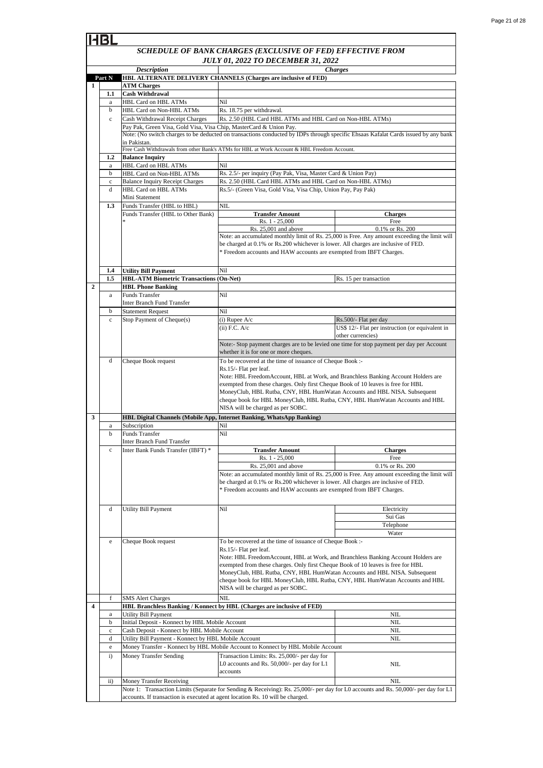**HBL**

## SCHEDULE OF BANK CHARGES (EXCLUSIVE OF FED) EFFECTIVE FROM JULY 01, 2022 TO DECEMBER 31, 2022

| | | Description | Charges | |
|---|---|---|---|---|
| **Part N** | | **HBL ALTERNATE DELIVERY CHANNELS (Charges are inclusive of FED)** | | |
| **1** | | **ATM Charges** | | |
| | **1.1** | **Cash Withdrawal** | | |
| | a | HBL Card on HBL ATMs | Nil | |
| | b | HBL Card on Non-HBL ATMs | Rs. 18.75 per withdrawal. | |
| | c | Cash Withdrawal Receipt Charges | Rs. 2.50 (HBL Card HBL ATMs and HBL Card on Non-HBL ATMs) | |
| | | Pay Pak, Green Visa, Gold Visa, Visa Chip, MasterCard & Union Pay. | | |
| | | Note: (No switch charges to be deducted on transactions conducted by IDPs through specific Ehsaas Kafalat Cards issued by any bank in Pakistan. | | |
| | | Free Cash Withdrawals from other Bank's ATMs for HBL at Work Account & HBL Freedom Account. | | |
| | **1.2** | **Balance Inquiry** | | |
| | a | HBL Card on HBL ATMs | Nil | |
| | b | HBL Card on Non-HBL ATMs | Rs. 2.5/- per inquiry (Pay Pak, Visa, Master Card & Union Pay) | |
| | c | Balance Inquiry Receipt Charges | Rs. 2.50 (HBL Card HBL ATMs and HBL Card on Non-HBL ATMs) | |
| | d | HBL Card on HBL ATMs Mini Statement | Rs.5/- (Green Visa, Gold Visa, Visa Chip, Union Pay, Pay Pak) | |
| | **1.3** | Funds Transfer (HBL to HBL) | NIL | |
| | | Funds Transfer (HBL to Other Bank) * | **Transfer Amount** | **Charges** |
| | | | Rs. 1 - 25,000 | Free |
| | | | Rs. 25,001 and above | 0.1% or Rs. 200 |
| | | | Note: an accumulated monthly limit of Rs. 25,000 is Free. Any amount exceeding the limit will be charged at 0.1% or Rs.200 whichever is lower. All charges are inclusive of FED.<br>* Freedom accounts and HAW accounts are exempted from IBFT Charges. | |
| | **1.4** | **Utility Bill Payment** | Nil | |
| | **1.5** | **HBL-ATM Biometric Transactions (On-Net)** | | Rs. 15 per transaction |
| **2** | | **HBL Phone Banking** | | |
| | a | Funds Transfer<br>Inter Branch Fund Transfer | Nil | |
| | b | Statement Request | Nil | |
| | c | Stop Payment of Cheque(s) | (i) Rupee A/c | Rs.500/- Flat per day |
| | | | (ii) F.C. A/c | US$ 12/- Flat per instruction (or equivalent in other currencies) |
| | | | Note:- Stop payment charges are to be levied one time for stop payment per day per Account whether it is for one or more cheques. | |
| | d | Cheque Book request | To be recovered at the time of issuance of Cheque Book :-<br>Rs.15/- Flat per leaf.<br>Note: HBL FreedomAccount, HBL at Work, and Branchless Banking Account Holders are exempted from these charges. Only first Cheque Book of 10 leaves is free for HBL MoneyClub, HBL Rutba, CNY, HBL HumWatan Accounts and HBL NISA. Subsequent cheque book for HBL MoneyClub, HBL Rutba, CNY, HBL HumWatan Accounts and HBL NISA will be charged as per SOBC. | |
| **3** | | **HBL Digital Channels (Mobile App, Internet Banking, WhatsApp Banking)** | | |
| | a | Subscription | Nil | |
| | b | Funds Transfer<br>Inter Branch Fund Transfer | Nil | |
| | c | Inter Bank Funds Transfer (IBFT) * | **Transfer Amount** | **Charges** |
| | | | Rs. 1 - 25,000 | Free |
| | | | Rs. 25,001 and above | 0.1% or Rs. 200 |
| | | | Note: an accumulated monthly limit of Rs. 25,000 is Free. Any amount exceeding the limit will be charged at 0.1% or Rs.200 whichever is lower. All charges are inclusive of FED.<br>* Freedom accounts and HAW accounts are exempted from IBFT Charges. | |
| | d | Utility Bill Payment | Nil | Electricity |
| | | | | Sui Gas |
| | | | | Telephone |
| | | | | Water |
| | e | Cheque Book request | To be recovered at the time of issuance of Cheque Book :-<br>Rs.15/- Flat per leaf.<br>Note: HBL FreedomAccount, HBL at Work, and Branchless Banking Account Holders are exempted from these charges. Only first Cheque Book of 10 leaves is free for HBL MoneyClub, HBL Rutba, CNY, HBL HumWatan Accounts and HBL NISA. Subsequent cheque book for HBL MoneyClub, HBL Rutba, CNY, HBL HumWatan Accounts and HBL NISA will be charged as per SOBC. | |
| | f | SMS Alert Charges | NIL | |
| **4** | | **HBL Branchless Banking / Konnect by HBL (Charges are inclusive of FED)** | | |
| | a | Utility Bill Payment | | NIL |
| | b | Initial Deposit - Konnect by HBL Mobile Account | | NIL |
| | c | Cash Deposit - Konnect by HBL Mobile Account | | NIL |
| | d | Utility Bill Payment - Konnect by HBL Mobile Account | | NIL |
| | e | Money Transfer - Konnect by HBL Mobile Account to Konnect by HBL Mobile Account | | |
| | i) | Money Transfer Sending | Transaction Limits: Rs. 25,000/- per day for L0 accounts and Rs. 50,000/- per day for L1 accounts | NIL |
| | ii) | Money Transfer Receiving | | NIL |
| | | Note 1: Transaction Limits (Separate for Sending & Receiving): Rs. 25,000/- per day for L0 accounts and Rs. 50,000/- per day for L1 accounts. If transaction is executed at agent location Rs. 10 will be charged. | | |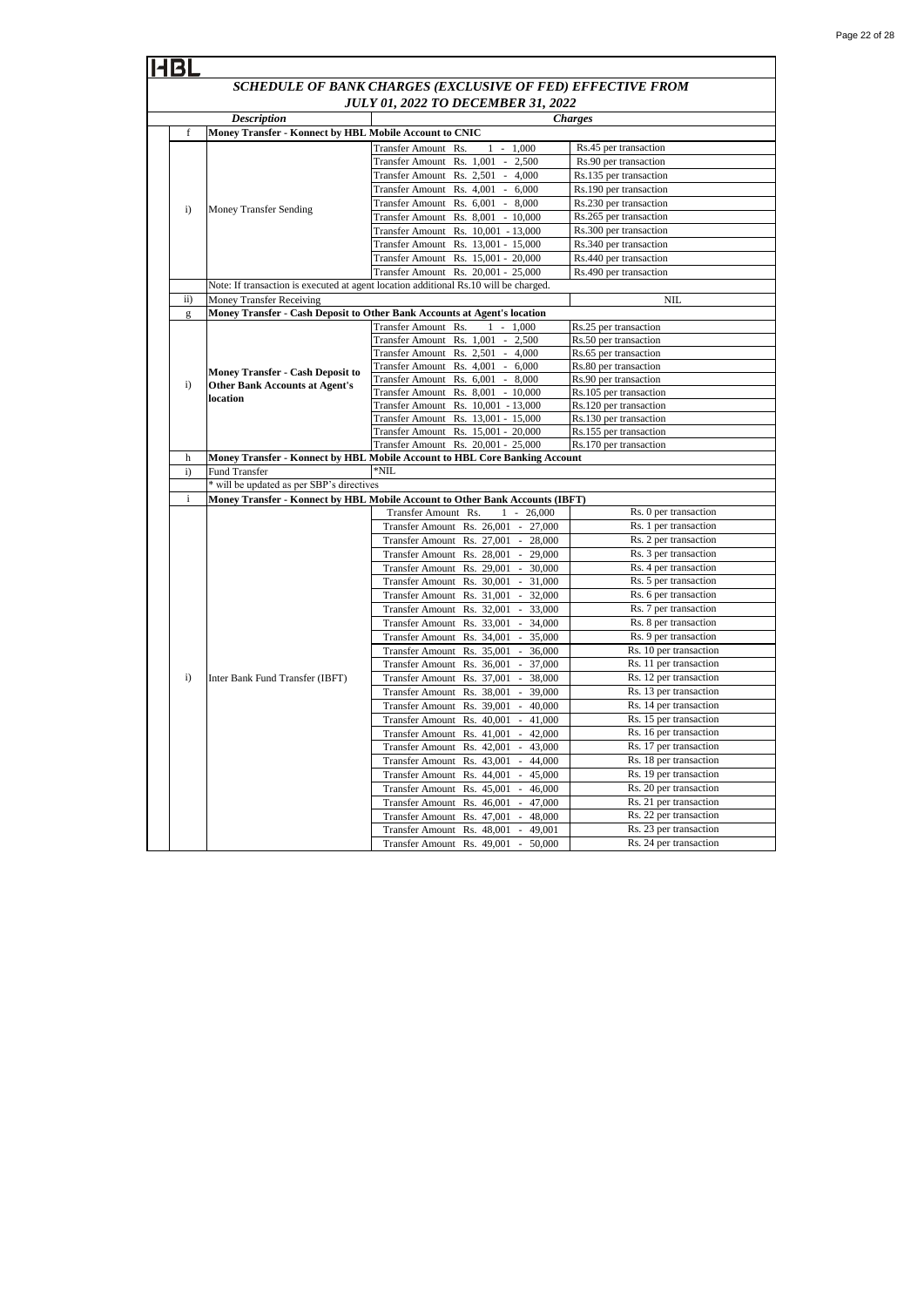HBL

## SCHEDULE OF BANK CHARGES (EXCLUSIVE OF FED) EFFECTIVE FROM JULY 01, 2022 TO DECEMBER 31, 2022

| | Description | Charges | |
|---|---|---|---|
| f | **Money Transfer - Konnect by HBL Mobile Account to CNIC** | | |
| i) | Money Transfer Sending | Transfer Amount Rs. 1 - 1,000 | Rs.45 per transaction |
| | | Transfer Amount Rs. 1,001 - 2,500 | Rs.90 per transaction |
| | | Transfer Amount Rs. 2,501 - 4,000 | Rs.135 per transaction |
| | | Transfer Amount Rs. 4,001 - 6,000 | Rs.190 per transaction |
| | | Transfer Amount Rs. 6,001 - 8,000 | Rs.230 per transaction |
| | | Transfer Amount Rs. 8,001 - 10,000 | Rs.265 per transaction |
| | | Transfer Amount Rs. 10,001 - 13,000 | Rs.300 per transaction |
| | | Transfer Amount Rs. 13,001 - 15,000 | Rs.340 per transaction |
| | | Transfer Amount Rs. 15,001 - 20,000 | Rs.440 per transaction |
| | | Transfer Amount Rs. 20,001 - 25,000 | Rs.490 per transaction |
| | Note: If transaction is executed at agent location additional Rs.10 will be charged. | | |
| ii) | Money Transfer Receiving | NIL | |
| g | **Money Transfer - Cash Deposit to Other Bank Accounts at Agent's location** | | |
| i) | **Money Transfer - Cash Deposit to Other Bank Accounts at Agent's location** | Transfer Amount Rs. 1 - 1,000 | Rs.25 per transaction |
| | | Transfer Amount Rs. 1,001 - 2,500 | Rs.50 per transaction |
| | | Transfer Amount Rs. 2,501 - 4,000 | Rs.65 per transaction |
| | | Transfer Amount Rs. 4,001 - 6,000 | Rs.80 per transaction |
| | | Transfer Amount Rs. 6,001 - 8,000 | Rs.90 per transaction |
| | | Transfer Amount Rs. 8,001 - 10,000 | Rs.105 per transaction |
| | | Transfer Amount Rs. 10,001 - 13,000 | Rs.120 per transaction |
| | | Transfer Amount Rs. 13,001 - 15,000 | Rs.130 per transaction |
| | | Transfer Amount Rs. 15,001 - 20,000 | Rs.155 per transaction |
| | | Transfer Amount Rs. 20,001 - 25,000 | Rs.170 per transaction |
| h | **Money Transfer - Konnect by HBL Mobile Account to HBL Core Banking Account** | | |
| i) | Fund Transfer | *NIL | |
| | * will be updated as per SBP's directives | | |
| i | **Money Transfer - Konnect by HBL Mobile Account to Other Bank Accounts (IBFT)** | | |
| i) | Inter Bank Fund Transfer (IBFT) | Transfer Amount Rs. 1 - 26,000 | Rs. 0 per transaction |
| | | Transfer Amount Rs. 26,001 - 27,000 | Rs. 1 per transaction |
| | | Transfer Amount Rs. 27,001 - 28,000 | Rs. 2 per transaction |
| | | Transfer Amount Rs. 28,001 - 29,000 | Rs. 3 per transaction |
| | | Transfer Amount Rs. 29,001 - 30,000 | Rs. 4 per transaction |
| | | Transfer Amount Rs. 30,001 - 31,000 | Rs. 5 per transaction |
| | | Transfer Amount Rs. 31,001 - 32,000 | Rs. 6 per transaction |
| | | Transfer Amount Rs. 32,001 - 33,000 | Rs. 7 per transaction |
| | | Transfer Amount Rs. 33,001 - 34,000 | Rs. 8 per transaction |
| | | Transfer Amount Rs. 34,001 - 35,000 | Rs. 9 per transaction |
| | | Transfer Amount Rs. 35,001 - 36,000 | Rs. 10 per transaction |
| | | Transfer Amount Rs. 36,001 - 37,000 | Rs. 11 per transaction |
| | | Transfer Amount Rs. 37,001 - 38,000 | Rs. 12 per transaction |
| | | Transfer Amount Rs. 38,001 - 39,000 | Rs. 13 per transaction |
| | | Transfer Amount Rs. 39,001 - 40,000 | Rs. 14 per transaction |
| | | Transfer Amount Rs. 40,001 - 41,000 | Rs. 15 per transaction |
| | | Transfer Amount Rs. 41,001 - 42,000 | Rs. 16 per transaction |
| | | Transfer Amount Rs. 42,001 - 43,000 | Rs. 17 per transaction |
| | | Transfer Amount Rs. 43,001 - 44,000 | Rs. 18 per transaction |
| | | Transfer Amount Rs. 44,001 - 45,000 | Rs. 19 per transaction |
| | | Transfer Amount Rs. 45,001 - 46,000 | Rs. 20 per transaction |
| | | Transfer Amount Rs. 46,001 - 47,000 | Rs. 21 per transaction |
| | | Transfer Amount Rs. 47,001 - 48,000 | Rs. 22 per transaction |
| | | Transfer Amount Rs. 48,001 - 49,001 | Rs. 23 per transaction |
| | | Transfer Amount Rs. 49,001 - 50,000 | Rs. 24 per transaction |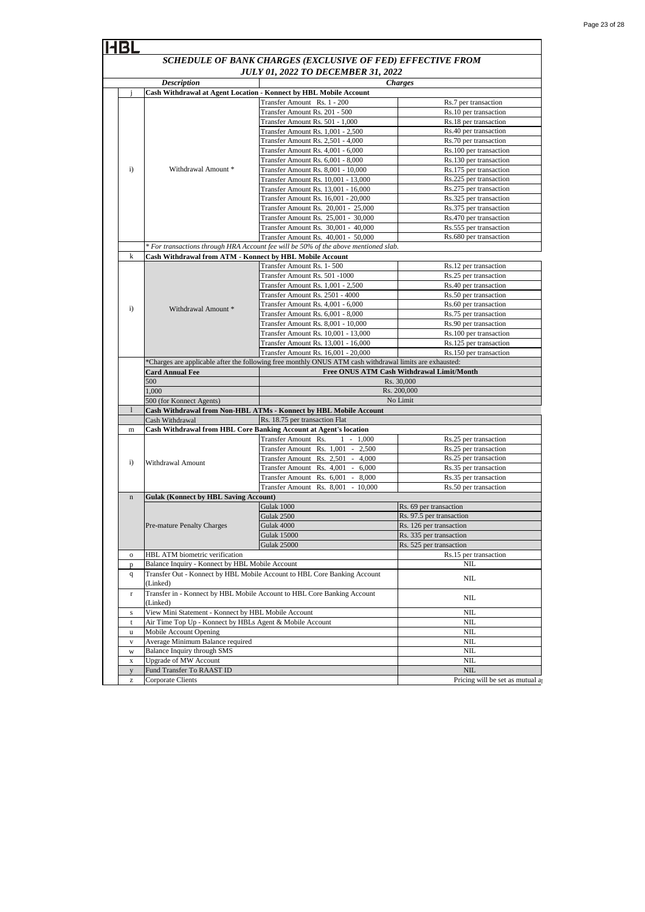HBL

## SCHEDULE OF BANK CHARGES (EXCLUSIVE OF FED) EFFECTIVE FROM JULY 01, 2022 TO DECEMBER 31, 2022

| | Description | Charges | |
|---|---|---|---|
| j | **Cash Withdrawal at Agent Location - Konnect by HBL Mobile Account** | | |
| i) | Withdrawal Amount * | Transfer Amount Rs. 1 - 200 | Rs.7 per transaction |
| | | Transfer Amount Rs. 201 - 500 | Rs.10 per transaction |
| | | Transfer Amount Rs. 501 - 1,000 | Rs.18 per transaction |
| | | Transfer Amount Rs. 1,001 - 2,500 | Rs.40 per transaction |
| | | Transfer Amount Rs. 2,501 - 4,000 | Rs.70 per transaction |
| | | Transfer Amount Rs. 4,001 - 6,000 | Rs.100 per transaction |
| | | Transfer Amount Rs. 6,001 - 8,000 | Rs.130 per transaction |
| | | Transfer Amount Rs. 8,001 - 10,000 | Rs.175 per transaction |
| | | Transfer Amount Rs. 10,001 - 13,000 | Rs.225 per transaction |
| | | Transfer Amount Rs. 13,001 - 16,000 | Rs.275 per transaction |
| | | Transfer Amount Rs. 16,001 - 20,000 | Rs.325 per transaction |
| | | Transfer Amount Rs. 20,001 - 25,000 | Rs.375 per transaction |
| | | Transfer Amount Rs. 25,001 - 30,000 | Rs.470 per transaction |
| | | Transfer Amount Rs. 30,001 - 40,000 | Rs.555 per transaction |
| | | Transfer Amount Rs. 40,001 - 50,000 | Rs.680 per transaction |
| | *\* For transactions through HRA Account fee will be 50% of the above mentioned slab.* | | |
| k | **Cash Withdrawal from ATM - Konnect by HBL Mobile Account** | | |
| i) | Withdrawal Amount * | Transfer Amount Rs. 1- 500 | Rs.12 per transaction |
| | | Transfer Amount Rs. 501 -1000 | Rs.25 per transaction |
| | | Transfer Amount Rs. 1,001 - 2,500 | Rs.40 per transaction |
| | | Transfer Amount Rs. 2501 - 4000 | Rs.50 per transaction |
| | | Transfer Amount Rs. 4,001 - 6,000 | Rs.60 per transaction |
| | | Transfer Amount Rs. 6,001 - 8,000 | Rs.75 per transaction |
| | | Transfer Amount Rs. 8,001 - 10,000 | Rs.90 per transaction |
| | | Transfer Amount Rs. 10,001 - 13,000 | Rs.100 per transaction |
| | | Transfer Amount Rs. 13,001 - 16,000 | Rs.125 per transaction |
| | | Transfer Amount Rs. 16,001 - 20,000 | Rs.150 per transaction |
| | *Charges are applicable after the following free monthly ONUS ATM cash withdrawal limits are exhausted: | | |
| | **Card Annual Fee** | **Free ONUS ATM Cash Withdrawal Limit/Month** | |
| | 500 | Rs. 30,000 | |
| | 1,000 | Rs. 200,000 | |
| | 500 (for Konnect Agents) | No Limit | |
| l | **Cash Withdrawal from Non-HBL ATMs - Konnect by HBL Mobile Account** | | |
| | Cash Withdrawal | Rs. 18.75 per transaction Flat | |
| m | **Cash Withdrawal from HBL Core Banking Account at Agent's location** | | |
| i) | Withdrawal Amount | Transfer Amount Rs. 1 - 1,000 | Rs.25 per transaction |
| | | Transfer Amount Rs. 1,001 - 2,500 | Rs.25 per transaction |
| | | Transfer Amount Rs. 2,501 - 4,000 | Rs.25 per transaction |
| | | Transfer Amount Rs. 4,001 - 6,000 | Rs.35 per transaction |
| | | Transfer Amount Rs. 6,001 - 8,000 | Rs.35 per transaction |
| | | Transfer Amount Rs. 8,001 - 10,000 | Rs.50 per transaction |
| n | **Gulak (Konnect by HBL Saving Account)** | | |
| | Pre-mature Penalty Charges | Gulak 1000 | Rs. 69 per transaction |
| | | Gulak 2500 | Rs. 97.5 per transaction |
| | | Gulak 4000 | Rs. 126 per transaction |
| | | Gulak 15000 | Rs. 335 per transaction |
| | | Gulak 25000 | Rs. 525 per transaction |
| o | HBL ATM biometric verification | | Rs.15 per transaction |
| p | Balance Inquiry - Konnect by HBL Mobile Account | | NIL |
| q | Transfer Out - Konnect by HBL Mobile Account to HBL Core Banking Account (Linked) | | NIL |
| r | Transfer in - Konnect by HBL Mobile Account to HBL Core Banking Account (Linked) | | NIL |
| s | View Mini Statement - Konnect by HBL Mobile Account | | NIL |
| t | Air Time Top Up - Konnect by HBLs Agent & Mobile Account | | NIL |
| u | Mobile Account Opening | | NIL |
| v | Average Minimum Balance required | | NIL |
| w | Balance Inquiry through SMS | | NIL |
| x | Upgrade of MW Account | | NIL |
| y | Fund Transfer To RAAST ID | | NIL |
| z | Corporate Clients | | Pricing will be set as mutual a |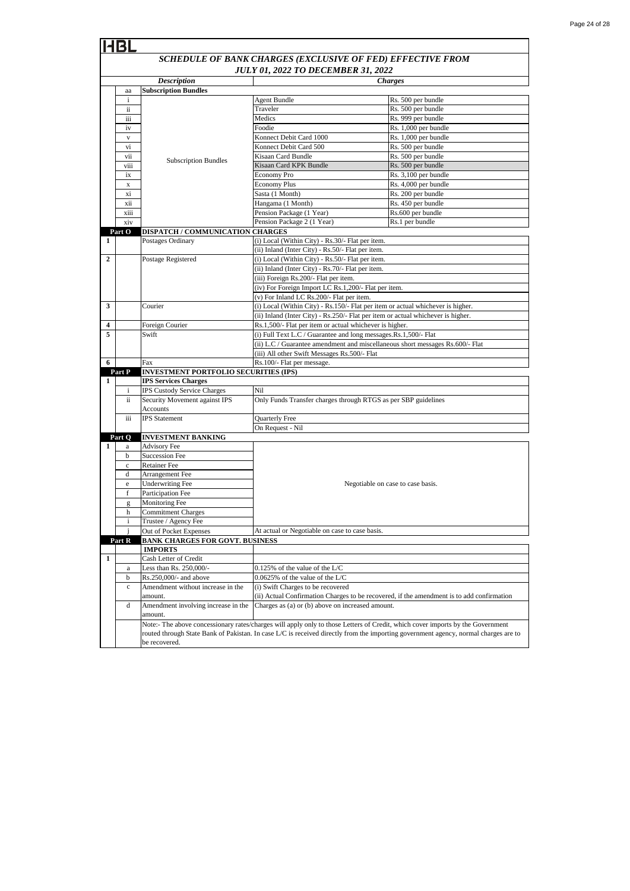HBL

## SCHEDULE OF BANK CHARGES (EXCLUSIVE OF FED) EFFECTIVE FROM JULY 01, 2022 TO DECEMBER 31, 2022

| | | Description | Charges | |
|---|---|---|---|---|
| | aa | **Subscription Bundles** | | |
| | i | Subscription Bundles | Agent Bundle | Rs. 500 per bundle |
| | ii | | Traveler | Rs. 500 per bundle |
| | iii | | Medics | Rs. 999 per bundle |
| | iv | | Foodie | Rs. 1,000 per bundle |
| | v | | Konnect Debit Card 1000 | Rs. 1,000 per bundle |
| | vi | | Konnect Debit Card 500 | Rs. 500 per bundle |
| | vii | | Kisaan Card Bundle | Rs. 500 per bundle |
| | viii | | Kisaan Card KPK Bundle | Rs. 500 per bundle |
| | ix | | Economy Pro | Rs. 3,100 per bundle |
| | x | | Economy Plus | Rs. 4,000 per bundle |
| | xi | | Sasta (1 Month) | Rs. 200 per bundle |
| | xii | | Hangama (1 Month) | Rs. 450 per bundle |
| | xiii | | Pension Package (1 Year) | Rs.600 per bundle |
| | xiv | | Pension Package 2 (1 Year) | Rs.1 per bundle |
| **Part O** | | **DISPATCH / COMMUNICATION CHARGES** | | |
| 1 | | Postages Ordinary | (i) Local (Within City) - Rs.30/- Flat per item. | |
| | | | (ii) Inland (Inter City) - Rs.50/- Flat per item. | |
| 2 | | Postage Registered | (i) Local (Within City) - Rs.50/- Flat per item. | |
| | | | (ii) Inland (Inter City) - Rs.70/- Flat per item. | |
| | | | (iii) Foreign Rs.200/- Flat per item. | |
| | | | (iv) For Foreign Import LC Rs.1,200/- Flat per item. | |
| | | | (v) For Inland LC Rs.200/- Flat per item. | |
| 3 | | Courier | (i) Local (Within City) - Rs.150/- Flat per item or actual whichever is higher. | |
| | | | (ii) Inland (Inter City) - Rs.250/- Flat per item or actual whichever is higher. | |
| 4 | | Foreign Courier | Rs.1,500/- Flat per item or actual whichever is higher. | |
| 5 | | Swift | (i) Full Text L.C / Guarantee and long messages.Rs.1,500/- Flat | |
| | | | (ii) L.C / Guarantee amendment and miscellaneous short messages Rs.600/- Flat | |
| | | | (iii) All other Swift Messages Rs.500/- Flat | |
| 6 | | Fax | Rs.100/- Flat per message. | |
| **Part P** | | **INVESTMENT PORTFOLIO SECURITIES (IPS)** | | |
| 1 | | **IPS Services Charges** | | |
| | i | IPS Custody Service Charges | Nil | |
| | ii | Security Movement against IPS Accounts | Only Funds Transfer charges through RTGS as per SBP guidelines | |
| | iii | IPS Statement | Quarterly Free | |
| | | | On Request - Nil | |
| **Part Q** | | **INVESTMENT BANKING** | | |
| 1 | a | Advisory Fee | Negotiable on case to case basis. | |
| | b | Succession Fee | | |
| | c | Retainer Fee | | |
| | d | Arrangement Fee | | |
| | e | Underwriting Fee | | |
| | f | Participation Fee | | |
| | g | Monitoring Fee | | |
| | h | Commitment Charges | | |
| | i | Trustee / Agency Fee | | |
| | j | Out of Pocket Expenses | At actual or Negotiable on case to case basis. | |
| **Part R** | | **BANK CHARGES FOR GOVT. BUSINESS** | | |
| | | **IMPORTS** | | |
| 1 | | Cash Letter of Credit | | |
| | a | Less than Rs. 250,000/- | 0.125% of the value of the L/C | |
| | b | Rs.250,000/- and above | 0.0625% of the value of the L/C | |
| | c | Amendment without increase in the amount. | (i) Swift Charges to be recovered | |
| | | | (ii) Actual Confirmation Charges to be recovered, if the amendment is to add confirmation | |
| | d | Amendment involving increase in the amount. | Charges as (a) or (b) above on increased amount. | |
| | | Note:- The above concessionary rates/charges will apply only to those Letters of Credit, which cover imports by the Government routed through State Bank of Pakistan. In case L/C is received directly from the importing government agency, normal charges are to be recovered. | | |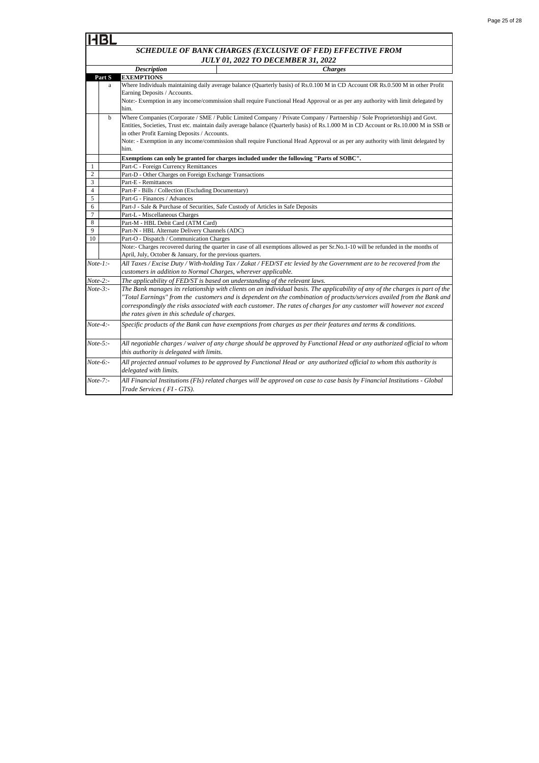HBL

## *SCHEDULE OF BANK CHARGES (EXCLUSIVE OF FED) EFFECTIVE FROM JULY 01, 2022 TO DECEMBER 31, 2022*

| | | *Description* | *Charges* |
|---|---|---|---|
| **Part S** | | **EXEMPTIONS** | |
| | a | Where Individuals maintaining daily average balance (Quarterly basis) of Rs.0.100 M in CD Account OR Rs.0.500 M in other Profit Earning Deposits / Accounts.<br>Note:- Exemption in any income/commission shall require Functional Head Approval or as per any authority with limit delegated by him. | |
| | b | Where Companies (Corporate / SME / Public Limited Company / Private Company / Partnership / Sole Proprietorship) and Govt. Entities, Societies, Trust etc. maintain daily average balance (Quarterly basis) of Rs.1.000 M in CD Account or Rs.10.000 M in SSB or in other Profit Earning Deposits / Accounts.<br>Note: - Exemption in any income/commission shall require Functional Head Approval or as per any authority with limit delegated by him. | |
| | | **Exemptions can only be granted for charges included under the following "Parts of SOBC".** | |
| 1 | | Part-C - Foreign Currency Remittances | |
| 2 | | Part-D - Other Charges on Foreign Exchange Transactions | |
| 3 | | Part-E - Remittances | |
| 4 | | Part-F - Bills / Collection (Excluding Documentary) | |
| 5 | | Part-G - Finances / Advances | |
| 6 | | Part-J - Sale & Purchase of Securities, Safe Custody of Articles in Safe Deposits | |
| 7 | | Part-L - Miscellaneous Charges | |
| 8 | | Part-M - HBL Debit Card (ATM Card) | |
| 9 | | Part-N - HBL Alternate Delivery Channels (ADC) | |
| 10 | | Part-O - Dispatch / Communication Charges | |
| | | Note:- Charges recovered during the quarter in case of all exemptions allowed as per Sr.No.1-10 will be refunded in the months of April, July, October & January, for the previous quarters. | |
| *Note-1:-* | | *All Taxes / Excise Duty / With-holding Tax / Zakat / FED/ST etc levied by the Government are to be recovered from the customers in addition to Normal Charges, wherever applicable.* | |
| *Note-2:-* | | *The applicability of FED/ST is based on understanding of the relevant laws.* | |
| *Note-3:-* | | *The Bank manages its relationship with clients on an individual basis. The applicability of any of the charges is part of the "Total Earnings" from the customers and is dependent on the combination of products/services availed from the Bank and correspondingly the risks associated with each customer. The rates of charges for any customer will however not exceed the rates given in this schedule of charges.* | |
| *Note-4:-* | | *Specific products of the Bank can have exemptions from charges as per their features and terms & conditions.* | |
| *Note-5:-* | | *All negotiable charges / waiver of any charge should be approved by Functional Head or any authorized official to whom this authority is delegated with limits.* | |
| *Note-6:-* | | *All projected annual volumes to be approved by Functional Head or any authorized official to whom this authority is delegated with limits.* | |
| *Note-7:-* | | *All Financial Institutions (FIs) related charges will be approved on case to case basis by Financial Institutions - Global Trade Services ( FI - GTS).* | |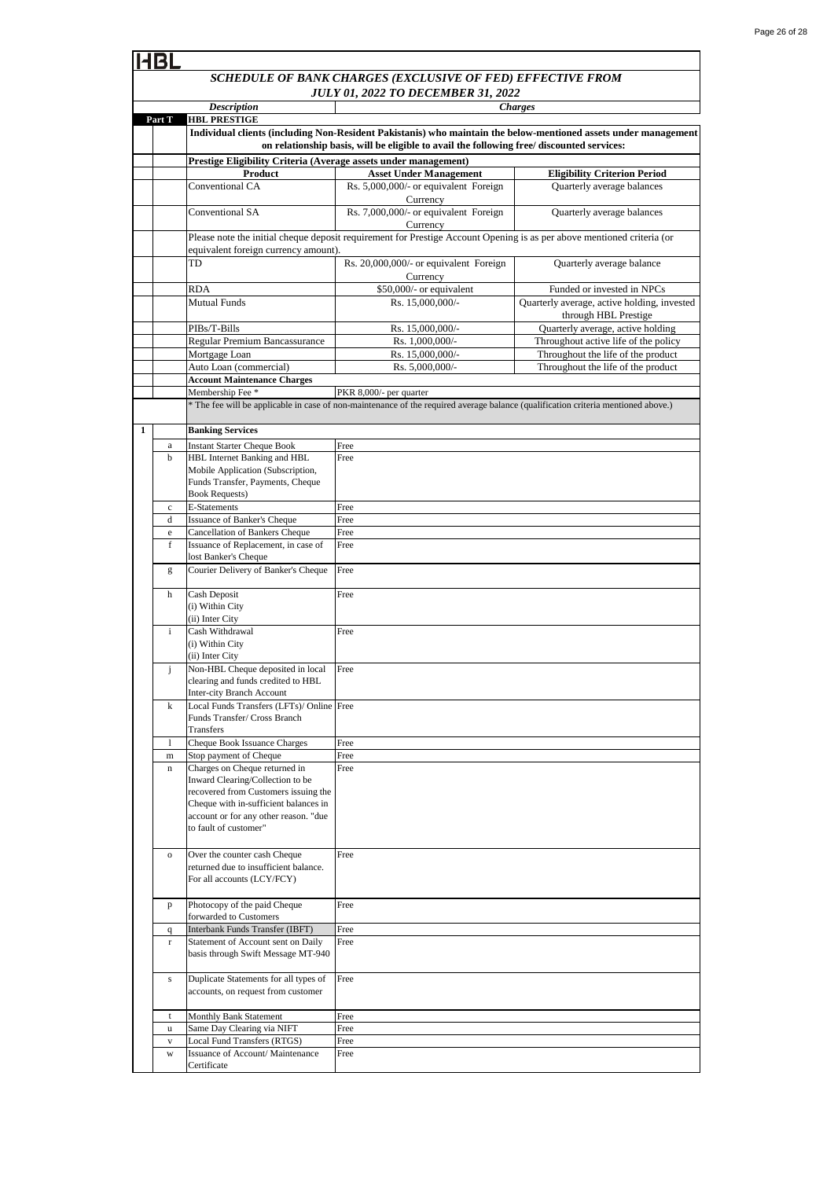HBL

## SCHEDULE OF BANK CHARGES (EXCLUSIVE OF FED) EFFECTIVE FROM JULY 01, 2022 TO DECEMBER 31, 2022

| | | Description | Charges | |
|---|---|---|---|---|
| Part T | | **HBL PRESTIGE** | | |
| | | **Individual clients (including Non-Resident Pakistanis) who maintain the below-mentioned assets under management on relationship basis, will be eligible to avail the following free/ discounted services:** | | |
| | | **Prestige Eligibility Criteria (Average assets under management)** | | |
| | | **Product** | **Asset Under Management** | **Eligibility Criterion Period** |
| | | Conventional CA | Rs. 5,000,000/- or equivalent Foreign Currency | Quarterly average balances |
| | | Conventional SA | Rs. 7,000,000/- or equivalent Foreign Currency | Quarterly average balances |
| | | Please note the initial cheque deposit requirement for Prestige Account Opening is as per above mentioned criteria (or equivalent foreign currency amount). | | |
| | | TD | Rs. 20,000,000/- or equivalent Foreign Currency | Quarterly average balance |
| | | RDA | $50,000/- or equivalent | Funded or invested in NPCs |
| | | Mutual Funds | Rs. 15,000,000/- | Quarterly average, active holding, invested through HBL Prestige |
| | | PIBs/T-Bills | Rs. 15,000,000/- | Quarterly average, active holding |
| | | Regular Premium Bancassurance | Rs. 1,000,000/- | Throughout active life of the policy |
| | | Mortgage Loan | Rs. 15,000,000/- | Throughout the life of the product |
| | | Auto Loan (commercial) | Rs. 5,000,000/- | Throughout the life of the product |
| | | **Account Maintenance Charges** | | |
| | | Membership Fee * | PKR 8,000/- per quarter | |
| | | * The fee will be applicable in case of non-maintenance of the required average balance (qualification criteria mentioned above.) | | |
| 1 | | **Banking Services** | | |
| | a | Instant Starter Cheque Book | Free | |
| | b | HBL Internet Banking and HBL Mobile Application (Subscription, Funds Transfer, Payments, Cheque Book Requests) | Free | |
| | c | E-Statements | Free | |
| | d | Issuance of Banker's Cheque | Free | |
| | e | Cancellation of Bankers Cheque | Free | |
| | f | Issuance of Replacement, in case of lost Banker's Cheque | Free | |
| | g | Courier Delivery of Banker's Cheque | Free | |
| | h | Cash Deposit (i) Within City (ii) Inter City | Free | |
| | i | Cash Withdrawal (i) Within City (ii) Inter City | Free | |
| | j | Non-HBL Cheque deposited in local clearing and funds credited to HBL Inter-city Branch Account | Free | |
| | k | Local Funds Transfers (LFTs)/ Online Funds Transfer/ Cross Branch Transfers | Free | |
| | l | Cheque Book Issuance Charges | Free | |
| | m | Stop payment of Cheque | Free | |
| | n | Charges on Cheque returned in Inward Clearing/Collection to be recovered from Customers issuing the Cheque with in-sufficient balances in account or for any other reason. "due to fault of customer" | Free | |
| | o | Over the counter cash Cheque returned due to insufficient balance. For all accounts (LCY/FCY) | Free | |
| | p | Photocopy of the paid Cheque forwarded to Customers | Free | |
| | q | Interbank Funds Transfer (IBFT) | Free | |
| | r | Statement of Account sent on Daily basis through Swift Message MT-940 | Free | |
| | s | Duplicate Statements for all types of accounts, on request from customer | Free | |
| | t | Monthly Bank Statement | Free | |
| | u | Same Day Clearing via NIFT | Free | |
| | v | Local Fund Transfers (RTGS) | Free | |
| | w | Issuance of Account/ Maintenance Certificate | Free | |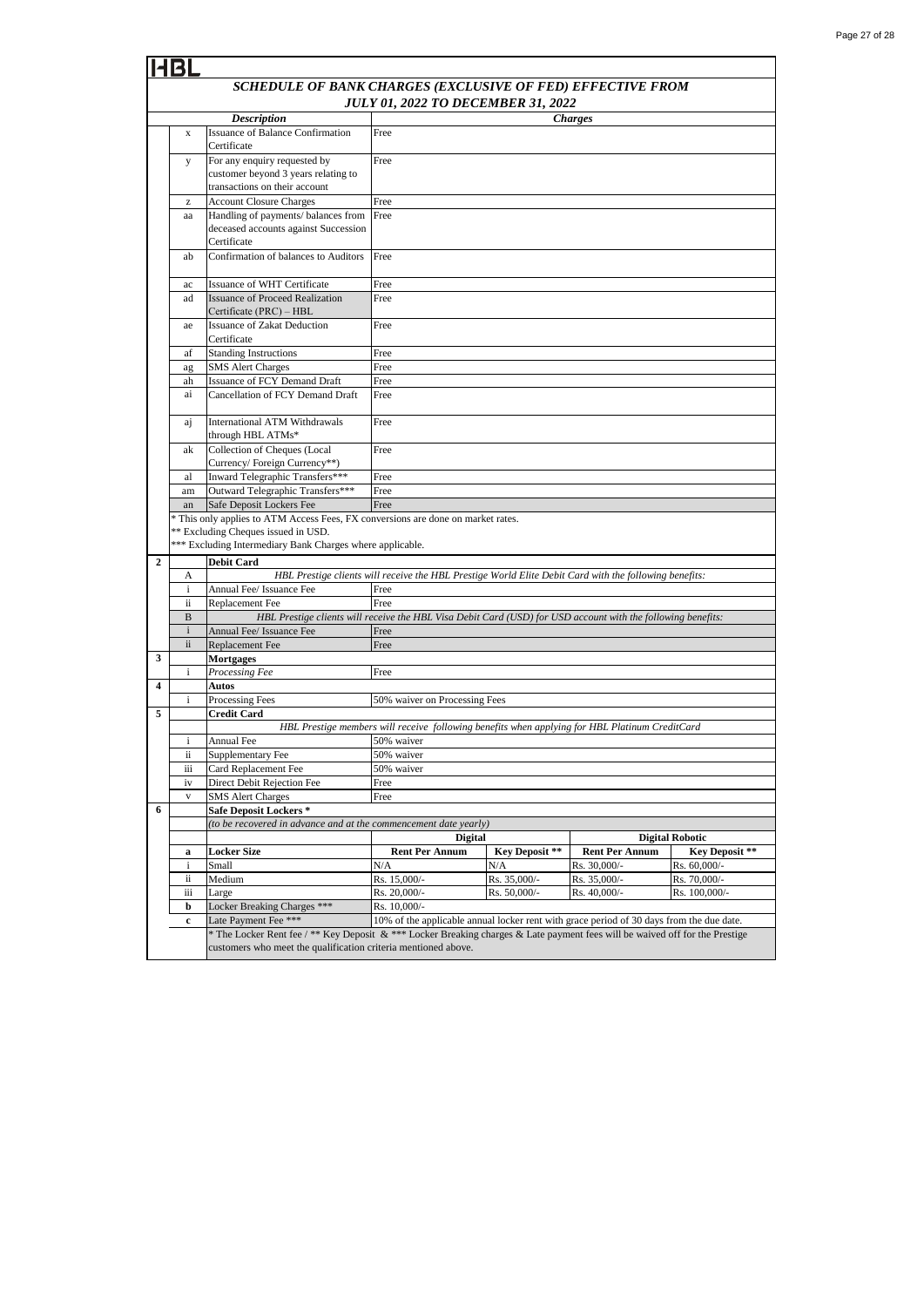HBL

## SCHEDULE OF BANK CHARGES (EXCLUSIVE OF FED) EFFECTIVE FROM JULY 01, 2022 TO DECEMBER 31, 2022

| | | *Description* | *Charges* | | | |
|---|---|---|---|---|---|---|
| | x | Issuance of Balance Confirmation Certificate | Free | | | |
| | y | For any enquiry requested by customer beyond 3 years relating to transactions on their account | Free | | | |
| | z | Account Closure Charges | Free | | | |
| | aa | Handling of payments/ balances from deceased accounts against Succession Certificate | Free | | | |
| | ab | Confirmation of balances to Auditors | Free | | | |
| | ac | Issuance of WHT Certificate | Free | | | |
| | ad | Issuance of Proceed Realization Certificate (PRC) – HBL | Free | | | |
| | ae | Issuance of Zakat Deduction Certificate | Free | | | |
| | af | Standing Instructions | Free | | | |
| | ag | SMS Alert Charges | Free | | | |
| | ah | Issuance of FCY Demand Draft | Free | | | |
| | ai | Cancellation of FCY Demand Draft | Free | | | |
| | aj | International ATM Withdrawals through HBL ATMs* | Free | | | |
| | ak | Collection of Cheques (Local Currency/ Foreign Currency**) | Free | | | |
| | al | Inward Telegraphic Transfers*** | Free | | | |
| | am | Outward Telegraphic Transfers*** | Free | | | |
| | an | Safe Deposit Lockers Fee | Free | | | |
| | | * This only applies to ATM Access Fees, FX conversions are done on market rates.<br>** Excluding Cheques issued in USD.<br>*** Excluding Intermediary Bank Charges where applicable. | | | | |
| **2** | | **Debit Card** | | | | |
| | A | *HBL Prestige clients will receive the HBL Prestige World Elite Debit Card with the following benefits:* | | | | |
| | i | Annual Fee/ Issuance Fee | Free | | | |
| | ii | Replacement Fee | Free | | | |
| | B | *HBL Prestige clients will receive the HBL Visa Debit Card (USD) for USD account with the following benefits:* | | | | |
| | i | Annual Fee/ Issuance Fee | Free | | | |
| | ii | Replacement Fee | Free | | | |
| **3** | | **Mortgages** | | | | |
| | i | *Processing Fee* | Free | | | |
| **4** | | **Autos** | | | | |
| | i | Processing Fees | 50% waiver on Processing Fees | | | |
| **5** | | **Credit Card** | | | | |
| | | *HBL Prestige members will receive following benefits when applying for HBL Platinum CreditCard* | | | | |
| | i | Annual Fee | 50% waiver | | | |
| | ii | Supplementary Fee | 50% waiver | | | |
| | iii | Card Replacement Fee | 50% waiver | | | |
| | iv | Direct Debit Rejection Fee | Free | | | |
| | v | SMS Alert Charges | Free | | | |
| **6** | | **Safe Deposit Lockers \*** | | | | |
| | | *(to be recovered in advance and at the commencement date yearly)* | | | | |
| | | | **Digital** | | **Digital Robotic** | |
| | **a** | **Locker Size** | **Rent Per Annum** | **Key Deposit \*\*** | **Rent Per Annum** | **Key Deposit \*\*** |
| | i | Small | N/A | N/A | Rs. 30,000/- | Rs. 60,000/- |
| | ii | Medium | Rs. 15,000/- | Rs. 35,000/- | Rs. 35,000/- | Rs. 70,000/- |
| | iii | Large | Rs. 20,000/- | Rs. 50,000/- | Rs. 40,000/- | Rs. 100,000/- |
| | **b** | Locker Breaking Charges *** | Rs. 10,000/- | | | |
| | **c** | Late Payment Fee *** | 10% of the applicable annual locker rent with grace period of 30 days from the due date. | | | |
| | | * The Locker Rent fee / ** Key Deposit & *** Locker Breaking charges & Late payment fees will be waived off for the Prestige customers who meet the qualification criteria mentioned above. | | | | |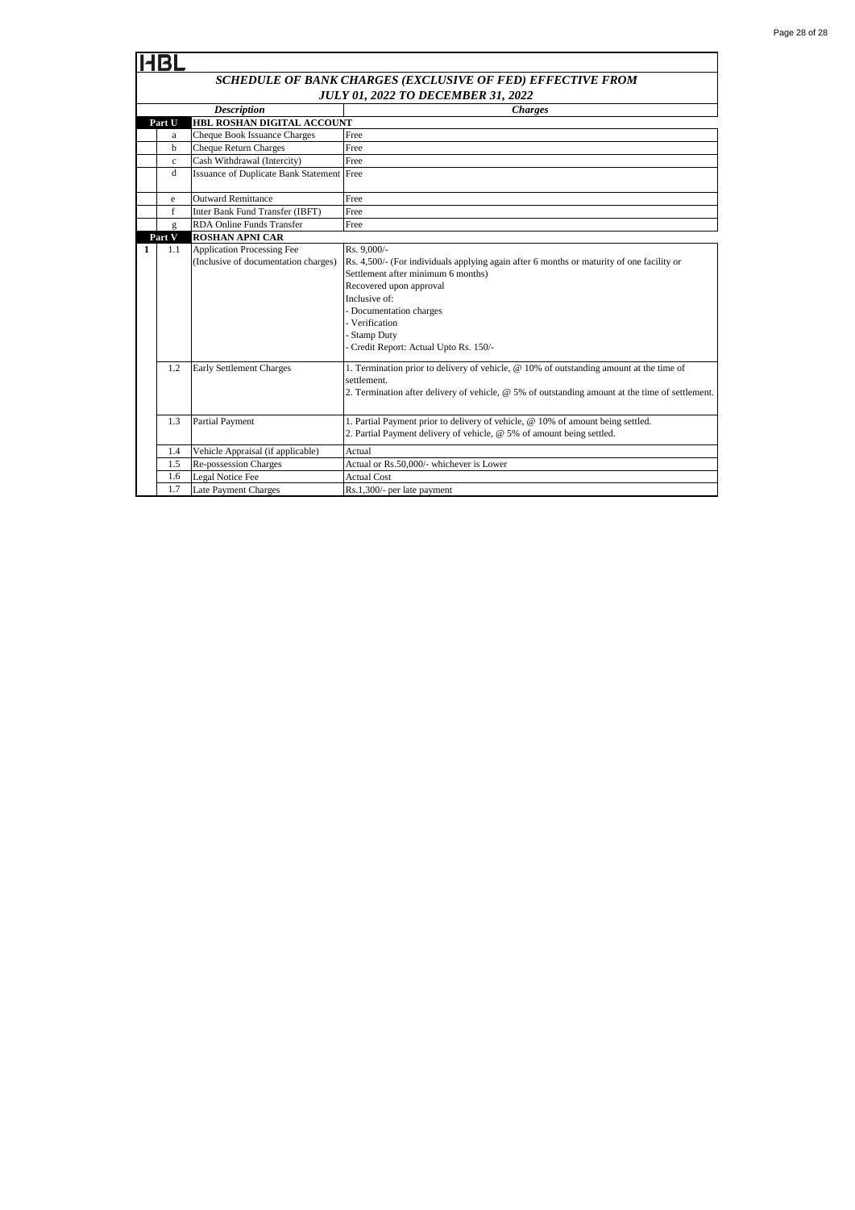HBL

## *SCHEDULE OF BANK CHARGES (EXCLUSIVE OF FED) EFFECTIVE FROM JULY 01, 2022 TO DECEMBER 31, 2022*

| | | *Description* | *Charges* |
|---|---|---|---|
| **Part U** | | **HBL ROSHAN DIGITAL ACCOUNT** | |
| | a | Cheque Book Issuance Charges | Free |
| | b | Cheque Return Charges | Free |
| | c | Cash Withdrawal (Intercity) | Free |
| | d | Issuance of Duplicate Bank Statement | Free |
| | e | Outward Remittance | Free |
| | f | Inter Bank Fund Transfer (IBFT) | Free |
| | g | RDA Online Funds Transfer | Free |
| **Part V** | | **ROSHAN APNI CAR** | |
| **1** | 1.1 | Application Processing Fee (Inclusive of documentation charges) | Rs. 9,000/-<br>Rs. 4,500/- (For individuals applying again after 6 months or maturity of one facility or Settlement after minimum 6 months)<br>Recovered upon approval<br>Inclusive of:<br>- Documentation charges<br>- Verification<br>- Stamp Duty<br>- Credit Report: Actual Upto Rs. 150/- |
| | 1.2 | Early Settlement Charges | 1. Termination prior to delivery of vehicle, @ 10% of outstanding amount at the time of settlement.<br>2. Termination after delivery of vehicle, @ 5% of outstanding amount at the time of settlement. |
| | 1.3 | Partial Payment | 1. Partial Payment prior to delivery of vehicle, @ 10% of amount being settled.<br>2. Partial Payment delivery of vehicle, @ 5% of amount being settled. |
| | 1.4 | Vehicle Appraisal (if applicable) | Actual |
| | 1.5 | Re-possession Charges | Actual or Rs.50,000/- whichever is Lower |
| | 1.6 | Legal Notice Fee | Actual Cost |
| | 1.7 | Late Payment Charges | Rs.1,300/- per late payment |